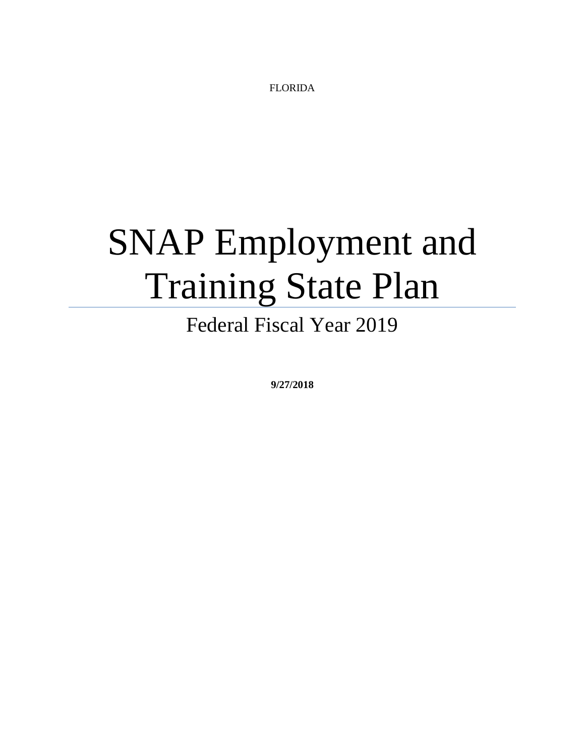FLORIDA

# SNAP Employment and Training State Plan

## Federal Fiscal Year 2019

**9/27/2018**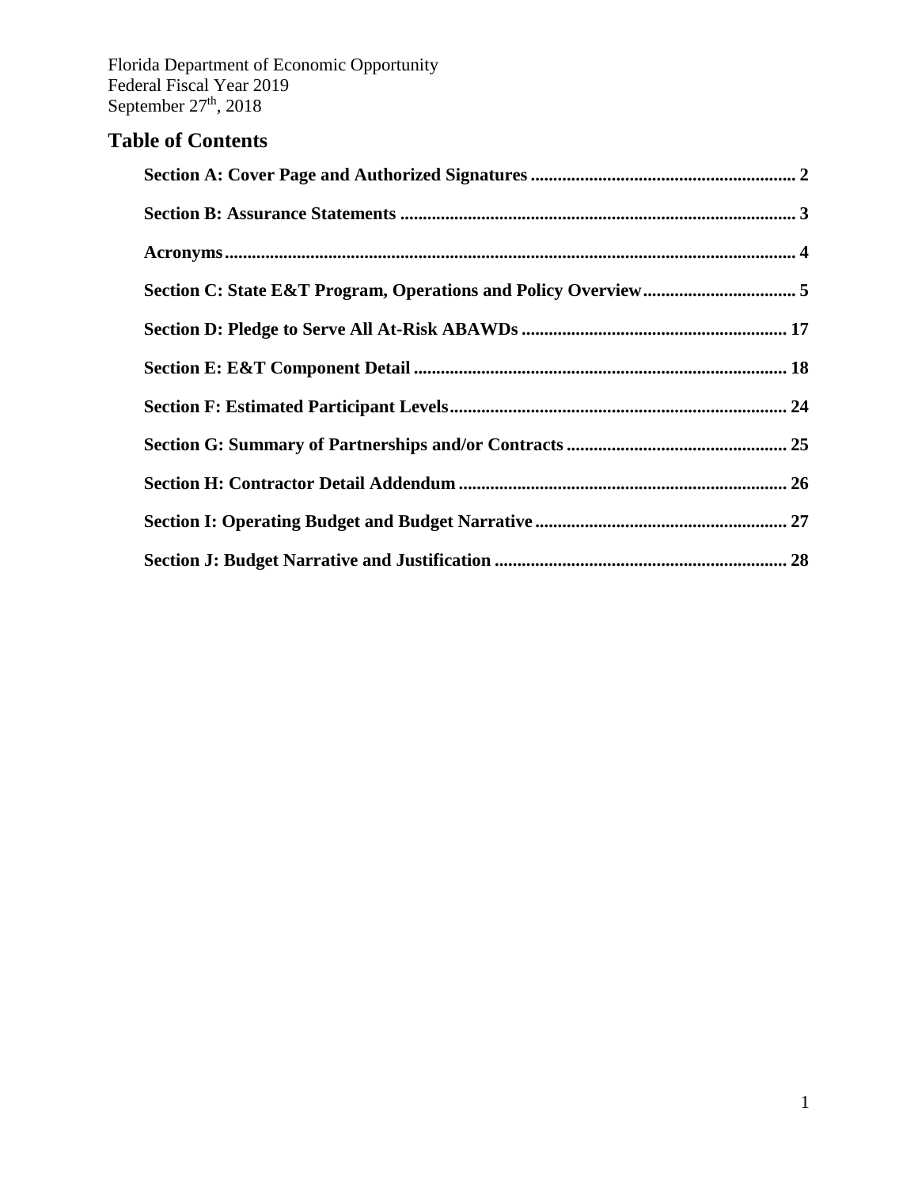Florida Department of Economic Opportunity
Federal Fiscal Year 2019
September 27th, 2018

## Table of Contents

**Section A: Cover Page and Authorized Signatures** .......... 2

**Section B: Assurance Statements** .......... 3

**Acronyms** .......... 4

**Section C: State E&T Program, Operations and Policy Overview** .......... 5

**Section D: Pledge to Serve All At-Risk ABAWDs** .......... 17

**Section E: E&T Component Detail** .......... 18

**Section F: Estimated Participant Levels** .......... 24

**Section G: Summary of Partnerships and/or Contracts** .......... 25

**Section H: Contractor Detail Addendum** .......... 26

**Section I: Operating Budget and Budget Narrative** .......... 27

**Section J: Budget Narrative and Justification** .......... 28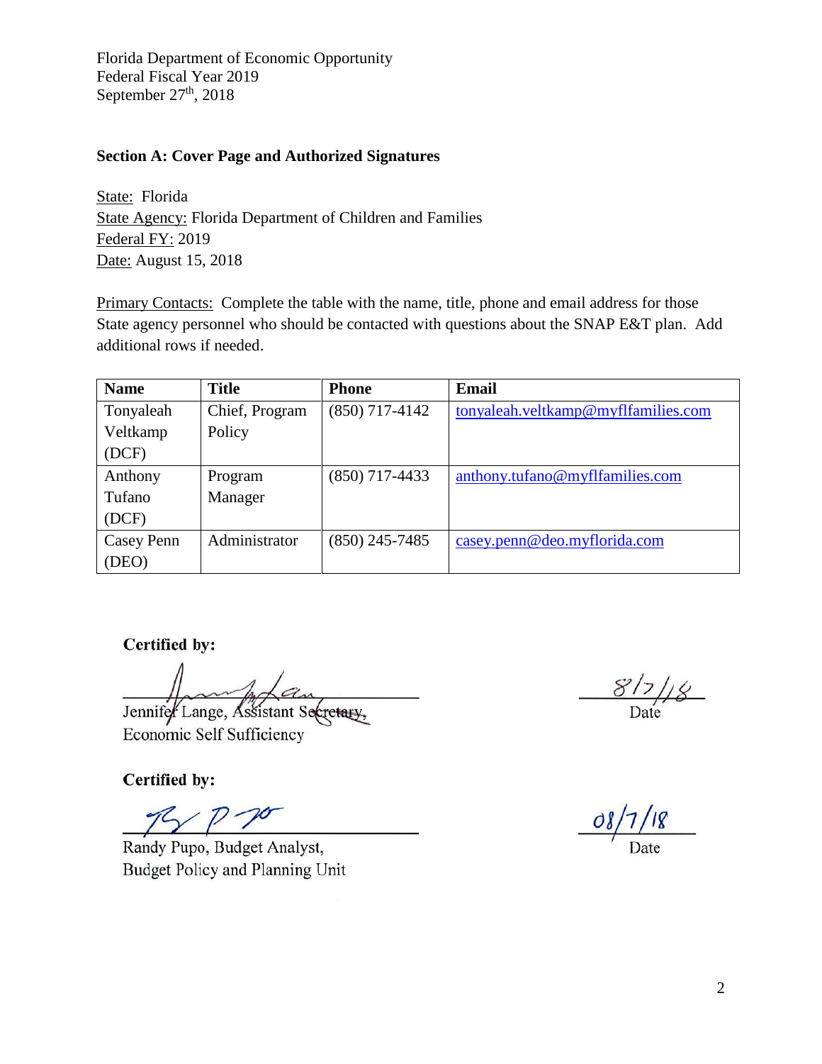Florida Department of Economic Opportunity
Federal Fiscal Year 2019
September 27th, 2018

**Section A: Cover Page and Authorized Signatures**

State: Florida
State Agency: Florida Department of Children and Families
Federal FY: 2019
Date: August 15, 2018

Primary Contacts: Complete the table with the name, title, phone and email address for those State agency personnel who should be contacted with questions about the SNAP E&T plan. Add additional rows if needed.

| Name | Title | Phone | Email |
|---|---|---|---|
| Tonyaleah Veltkamp (DCF) | Chief, Program Policy | (850) 717-4142 | tonyaleah.veltkamp@myflfamilies.com |
| Anthony Tufano (DCF) | Program Manager | (850) 717-4433 | anthony.tufano@myflfamilies.com |
| Casey Penn (DEO) | Administrator | (850) 245-7485 | casey.penn@deo.myflorida.com |

**Certified by:**

Jennifer Lange, Assistant Secretary,
Economic Self Sufficiency

8/7/18
Date

**Certified by:**

Randy Pupo, Budget Analyst,
Budget Policy and Planning Unit

08/7/18
Date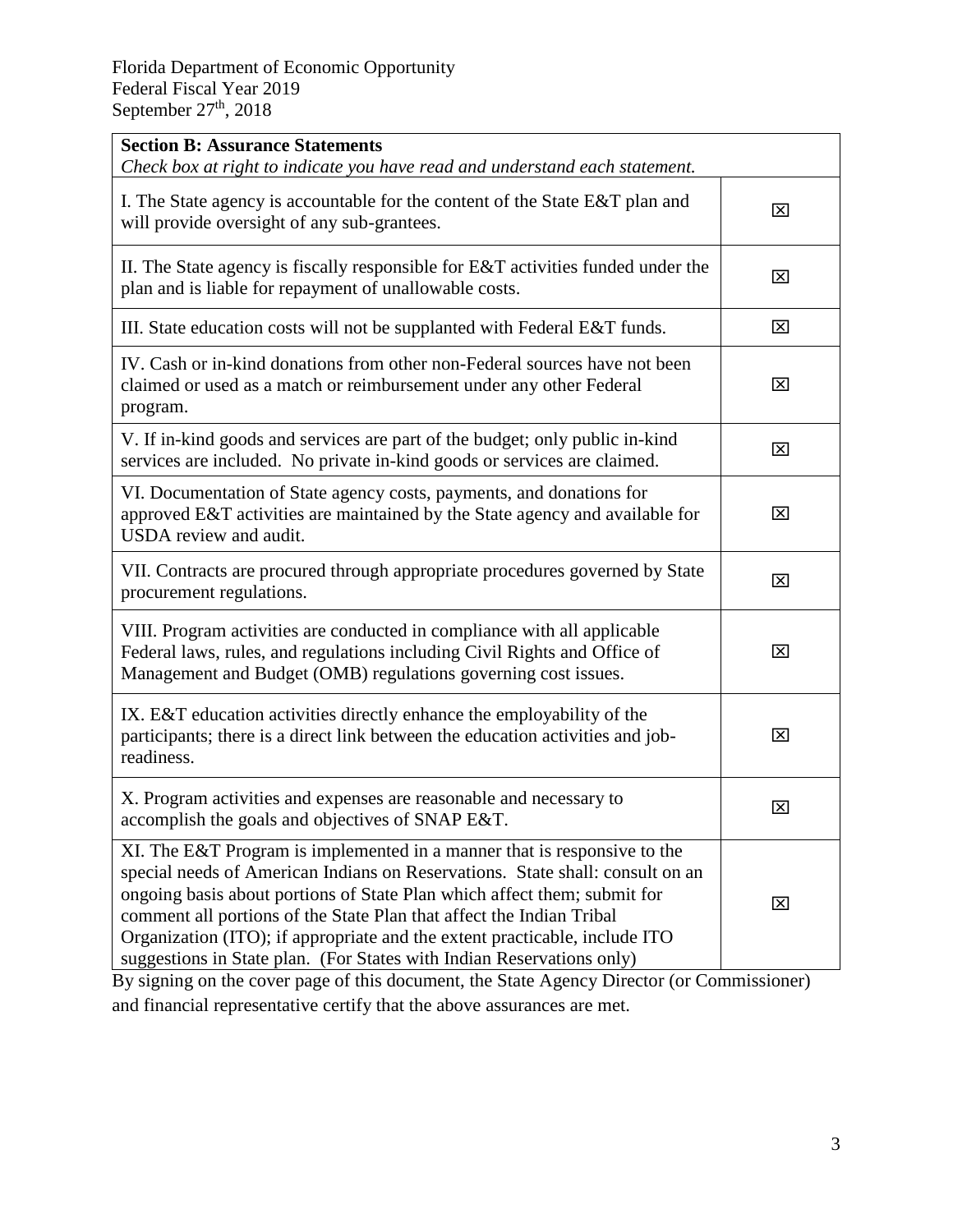Florida Department of Economic Opportunity
Federal Fiscal Year 2019
September 27th, 2018

| **Section B: Assurance Statements**<br>*Check box at right to indicate you have read and understand each statement.* | |
|---|---|
| I. The State agency is accountable for the content of the State E&T plan and will provide oversight of any sub-grantees. | ☒ |
| II. The State agency is fiscally responsible for E&T activities funded under the plan and is liable for repayment of unallowable costs. | ☒ |
| III. State education costs will not be supplanted with Federal E&T funds. | ☒ |
| IV. Cash or in-kind donations from other non-Federal sources have not been claimed or used as a match or reimbursement under any other Federal program. | ☒ |
| V. If in-kind goods and services are part of the budget; only public in-kind services are included. No private in-kind goods or services are claimed. | ☒ |
| VI. Documentation of State agency costs, payments, and donations for approved E&T activities are maintained by the State agency and available for USDA review and audit. | ☒ |
| VII. Contracts are procured through appropriate procedures governed by State procurement regulations. | ☒ |
| VIII. Program activities are conducted in compliance with all applicable Federal laws, rules, and regulations including Civil Rights and Office of Management and Budget (OMB) regulations governing cost issues. | ☒ |
| IX. E&T education activities directly enhance the employability of the participants; there is a direct link between the education activities and job-readiness. | ☒ |
| X. Program activities and expenses are reasonable and necessary to accomplish the goals and objectives of SNAP E&T. | ☒ |
| XI. The E&T Program is implemented in a manner that is responsive to the special needs of American Indians on Reservations. State shall: consult on an ongoing basis about portions of State Plan which affect them; submit for comment all portions of the State Plan that affect the Indian Tribal Organization (ITO); if appropriate and the extent practicable, include ITO suggestions in State plan. (For States with Indian Reservations only) | ☒ |

By signing on the cover page of this document, the State Agency Director (or Commissioner) and financial representative certify that the above assurances are met.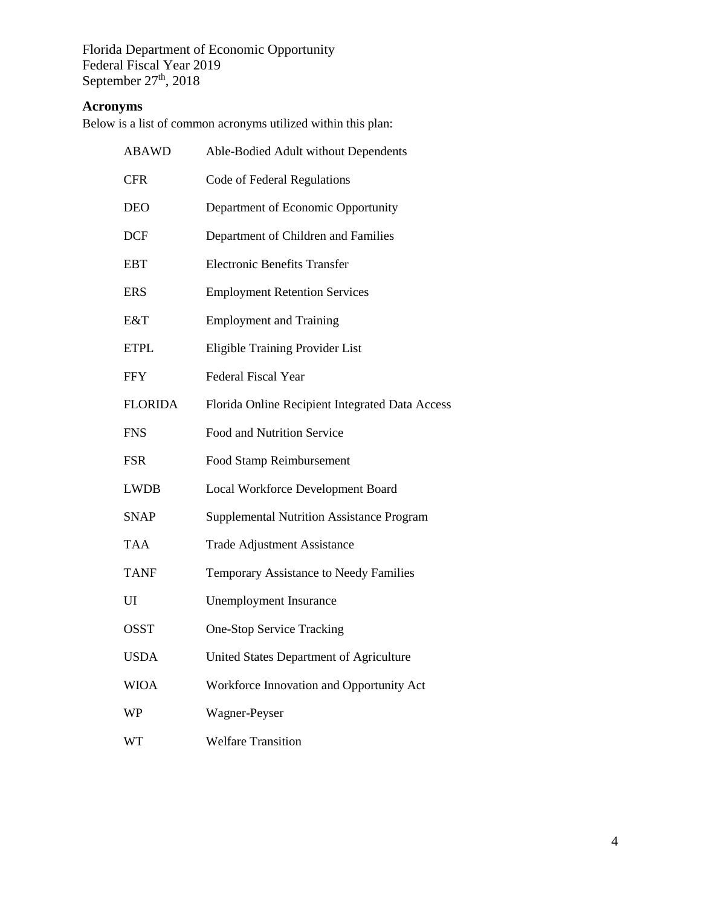Florida Department of Economic Opportunity
Federal Fiscal Year 2019
September 27th, 2018

## Acronyms

Below is a list of common acronyms utilized within this plan:

| | |
|---|---|
| ABAWD | Able-Bodied Adult without Dependents |
| CFR | Code of Federal Regulations |
| DEO | Department of Economic Opportunity |
| DCF | Department of Children and Families |
| EBT | Electronic Benefits Transfer |
| ERS | Employment Retention Services |
| E&T | Employment and Training |
| ETPL | Eligible Training Provider List |
| FFY | Federal Fiscal Year |
| FLORIDA | Florida Online Recipient Integrated Data Access |
| FNS | Food and Nutrition Service |
| FSR | Food Stamp Reimbursement |
| LWDB | Local Workforce Development Board |
| SNAP | Supplemental Nutrition Assistance Program |
| TAA | Trade Adjustment Assistance |
| TANF | Temporary Assistance to Needy Families |
| UI | Unemployment Insurance |
| OSST | One-Stop Service Tracking |
| USDA | United States Department of Agriculture |
| WIOA | Workforce Innovation and Opportunity Act |
| WP | Wagner-Peyser |
| WT | Welfare Transition |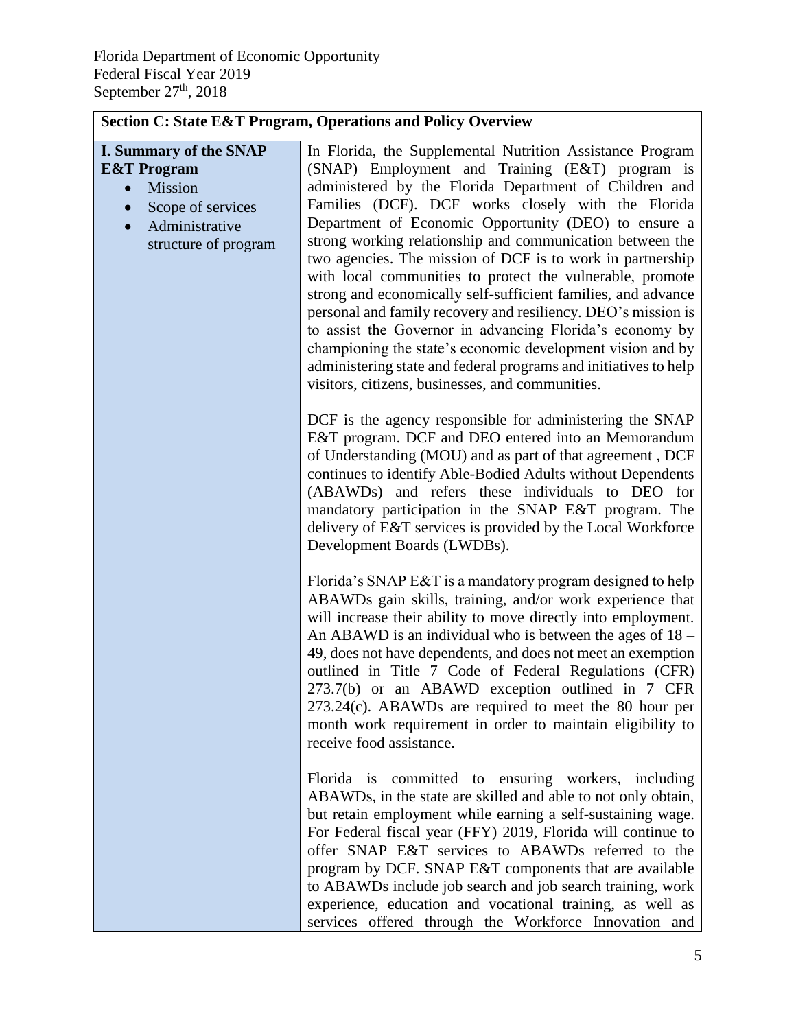Florida Department of Economic Opportunity
Federal Fiscal Year 2019
September 27th, 2018

| Section C: State E&T Program, Operations and Policy Overview | |
|---|---|
| **I. Summary of the SNAP E&T Program**<br>• Mission<br>• Scope of services<br>• Administrative structure of program | In Florida, the Supplemental Nutrition Assistance Program (SNAP) Employment and Training (E&T) program is administered by the Florida Department of Children and Families (DCF). DCF works closely with the Florida Department of Economic Opportunity (DEO) to ensure a strong working relationship and communication between the two agencies. The mission of DCF is to work in partnership with local communities to protect the vulnerable, promote strong and economically self-sufficient families, and advance personal and family recovery and resiliency. DEO's mission is to assist the Governor in advancing Florida's economy by championing the state's economic development vision and by administering state and federal programs and initiatives to help visitors, citizens, businesses, and communities.<br><br>DCF is the agency responsible for administering the SNAP E&T program. DCF and DEO entered into an Memorandum of Understanding (MOU) and as part of that agreement , DCF continues to identify Able-Bodied Adults without Dependents (ABAWDs) and refers these individuals to DEO for mandatory participation in the SNAP E&T program. The delivery of E&T services is provided by the Local Workforce Development Boards (LWDBs).<br><br>Florida's SNAP E&T is a mandatory program designed to help ABAWDs gain skills, training, and/or work experience that will increase their ability to move directly into employment. An ABAWD is an individual who is between the ages of 18 – 49, does not have dependents, and does not meet an exemption outlined in Title 7 Code of Federal Regulations (CFR) 273.7(b) or an ABAWD exception outlined in 7 CFR 273.24(c). ABAWDs are required to meet the 80 hour per month work requirement in order to maintain eligibility to receive food assistance.<br><br>Florida is committed to ensuring workers, including ABAWDs, in the state are skilled and able to not only obtain, but retain employment while earning a self-sustaining wage. For Federal fiscal year (FFY) 2019, Florida will continue to offer SNAP E&T services to ABAWDs referred to the program by DCF. SNAP E&T components that are available to ABAWDs include job search and job search training, work experience, education and vocational training, as well as services offered through the Workforce Innovation and |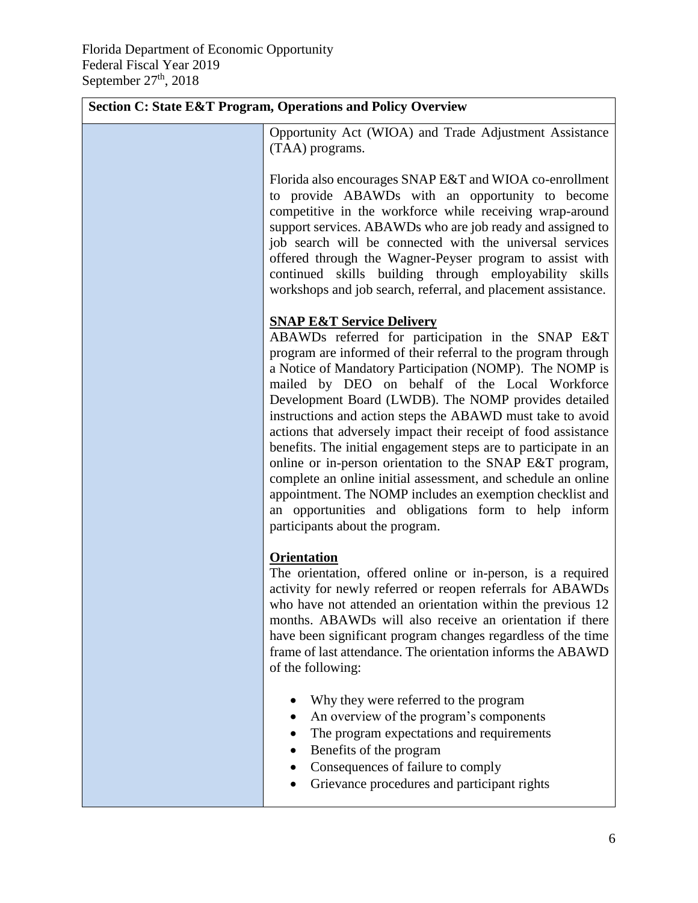| Section C: State E&T Program, Operations and Policy Overview | |
|---|---|
| | Opportunity Act (WIOA) and Trade Adjustment Assistance (TAA) programs.<br><br>Florida also encourages SNAP E&T and WIOA co-enrollment to provide ABAWDs with an opportunity to become competitive in the workforce while receiving wrap-around support services. ABAWDs who are job ready and assigned to job search will be connected with the universal services offered through the Wagner-Peyser program to assist with continued skills building through employability skills workshops and job search, referral, and placement assistance.<br><br>**SNAP E&T Service Delivery**<br>ABAWDs referred for participation in the SNAP E&T program are informed of their referral to the program through a Notice of Mandatory Participation (NOMP). The NOMP is mailed by DEO on behalf of the Local Workforce Development Board (LWDB). The NOMP provides detailed instructions and action steps the ABAWD must take to avoid actions that adversely impact their receipt of food assistance benefits. The initial engagement steps are to participate in an online or in-person orientation to the SNAP E&T program, complete an online initial assessment, and schedule an online appointment. The NOMP includes an exemption checklist and an opportunities and obligations form to help inform participants about the program.<br><br>**Orientation**<br>The orientation, offered online or in-person, is a required activity for newly referred or reopen referrals for ABAWDs who have not attended an orientation within the previous 12 months. ABAWDs will also receive an orientation if there have been significant program changes regardless of the time frame of last attendance. The orientation informs the ABAWD of the following:<br><br>• Why they were referred to the program<br>• An overview of the program's components<br>• The program expectations and requirements<br>• Benefits of the program<br>• Consequences of failure to comply<br>• Grievance procedures and participant rights |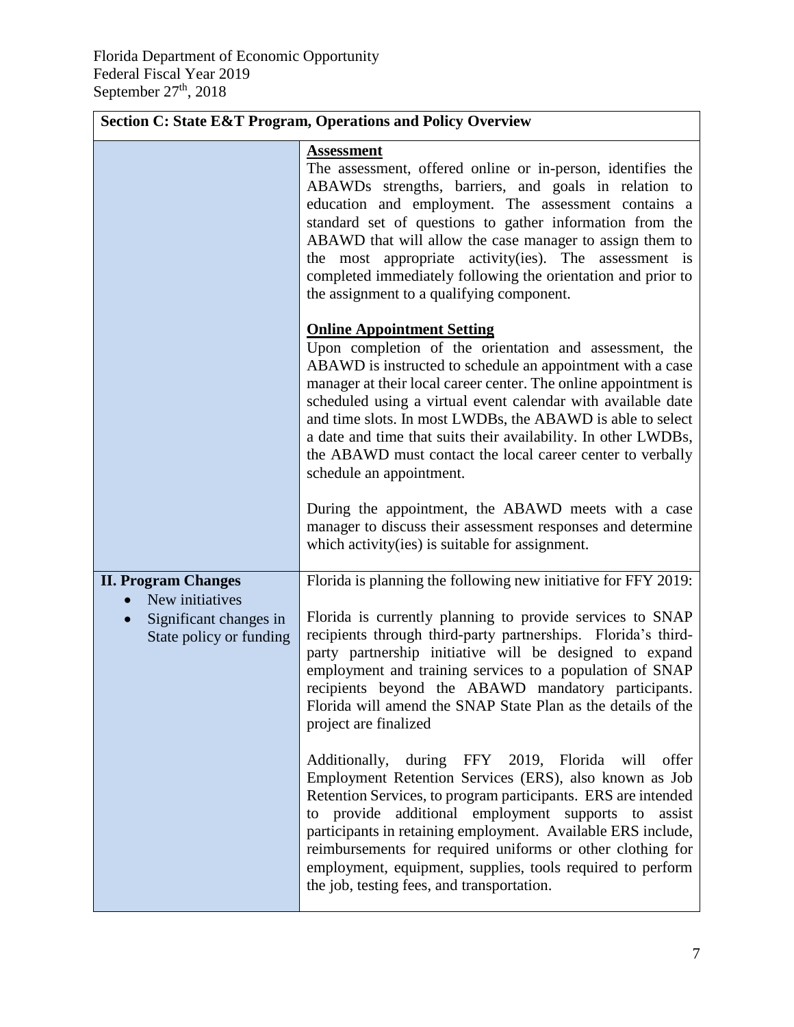| Section C: State E&T Program, Operations and Policy Overview | |
|---|---|
| | **Assessment**<br>The assessment, offered online or in-person, identifies the ABAWDs strengths, barriers, and goals in relation to education and employment. The assessment contains a standard set of questions to gather information from the ABAWD that will allow the case manager to assign them to the most appropriate activity(ies). The assessment is completed immediately following the orientation and prior to the assignment to a qualifying component.<br><br>**Online Appointment Setting**<br>Upon completion of the orientation and assessment, the ABAWD is instructed to schedule an appointment with a case manager at their local career center. The online appointment is scheduled using a virtual event calendar with available date and time slots. In most LWDBs, the ABAWD is able to select a date and time that suits their availability. In other LWDBs, the ABAWD must contact the local career center to verbally schedule an appointment.<br><br>During the appointment, the ABAWD meets with a case manager to discuss their assessment responses and determine which activity(ies) is suitable for assignment. |
| **II. Program Changes**<br>• New initiatives<br>• Significant changes in State policy or funding | Florida is planning the following new initiative for FFY 2019:<br><br>Florida is currently planning to provide services to SNAP recipients through third-party partnerships. Florida's third-party partnership initiative will be designed to expand employment and training services to a population of SNAP recipients beyond the ABAWD mandatory participants. Florida will amend the SNAP State Plan as the details of the project are finalized<br><br>Additionally, during FFY 2019, Florida will offer Employment Retention Services (ERS), also known as Job Retention Services, to program participants. ERS are intended to provide additional employment supports to assist participants in retaining employment. Available ERS include, reimbursements for required uniforms or other clothing for employment, equipment, supplies, tools required to perform the job, testing fees, and transportation. |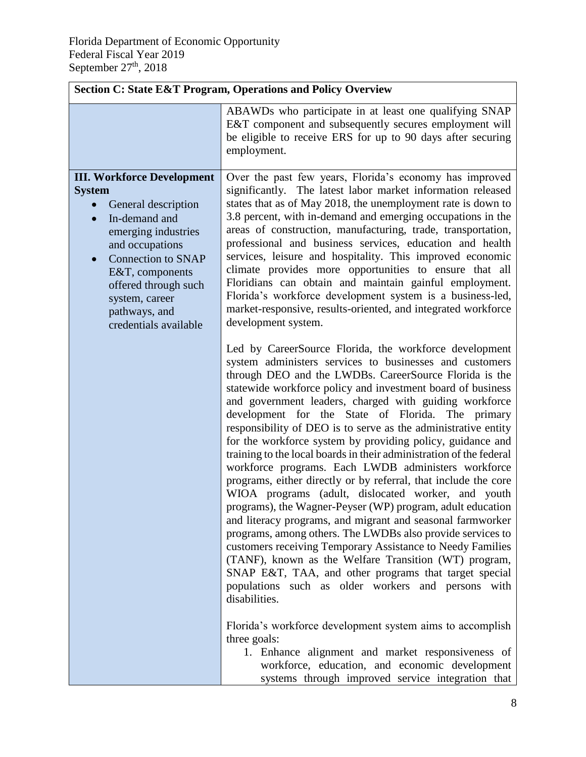| Section C: State E&T Program, Operations and Policy Overview | |
|---|---|
| | ABAWDs who participate in at least one qualifying SNAP E&T component and subsequently secures employment will be eligible to receive ERS for up to 90 days after securing employment. |
| **III. Workforce Development System**<br>• General description<br>• In-demand and emerging industries and occupations<br>• Connection to SNAP E&T, components offered through such system, career pathways, and credentials available | Over the past few years, Florida's economy has improved significantly. The latest labor market information released states that as of May 2018, the unemployment rate is down to 3.8 percent, with in-demand and emerging occupations in the areas of construction, manufacturing, trade, transportation, professional and business services, education and health services, leisure and hospitality. This improved economic climate provides more opportunities to ensure that all Floridians can obtain and maintain gainful employment. Florida's workforce development system is a business-led, market-responsive, results-oriented, and integrated workforce development system.<br><br>Led by CareerSource Florida, the workforce development system administers services to businesses and customers through DEO and the LWDBs. CareerSource Florida is the statewide workforce policy and investment board of business and government leaders, charged with guiding workforce development for the State of Florida. The primary responsibility of DEO is to serve as the administrative entity for the workforce system by providing policy, guidance and training to the local boards in their administration of the federal workforce programs. Each LWDB administers workforce programs, either directly or by referral, that include the core WIOA programs (adult, dislocated worker, and youth programs), the Wagner-Peyser (WP) program, adult education and literacy programs, and migrant and seasonal farmworker programs, among others. The LWDBs also provide services to customers receiving Temporary Assistance to Needy Families (TANF), known as the Welfare Transition (WT) program, SNAP E&T, TAA, and other programs that target special populations such as older workers and persons with disabilities.<br><br>Florida's workforce development system aims to accomplish three goals:<br>1. Enhance alignment and market responsiveness of workforce, education, and economic development systems through improved service integration that |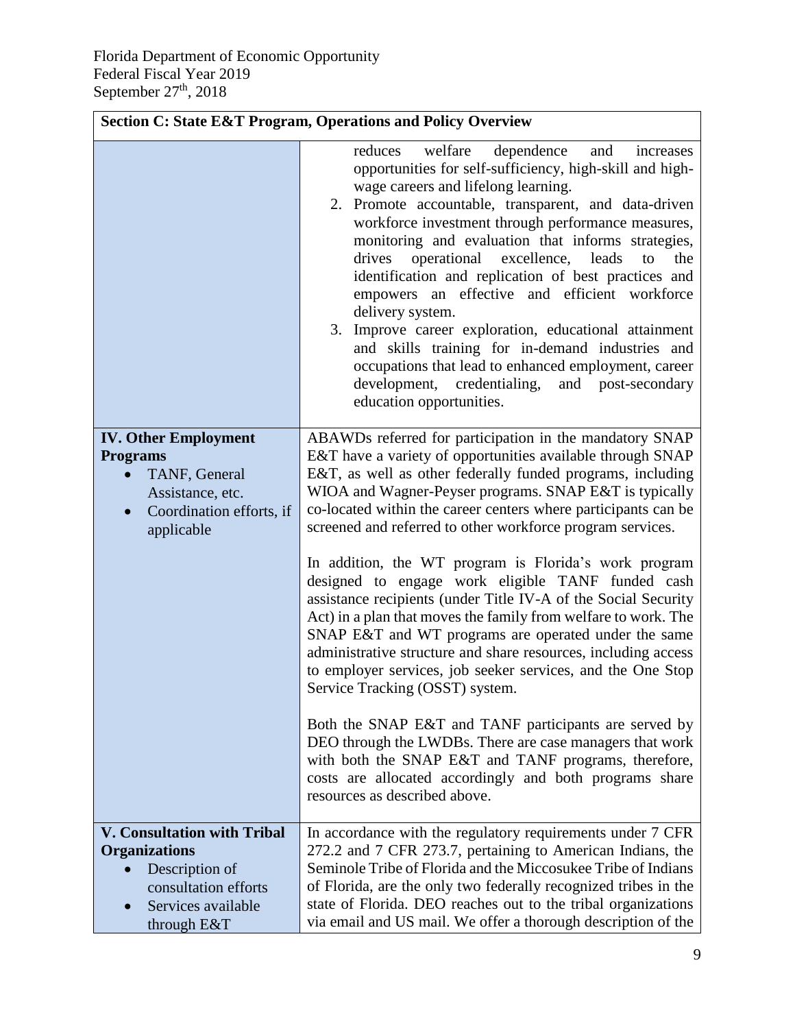| Section C: State E&T Program, Operations and Policy Overview | |
|---|---|
| | reduces welfare dependence and increases opportunities for self-sufficiency, high-skill and high-wage careers and lifelong learning.<br>2. Promote accountable, transparent, and data-driven workforce investment through performance measures, monitoring and evaluation that informs strategies, drives operational excellence, leads to the identification and replication of best practices and empowers an effective and efficient workforce delivery system.<br>3. Improve career exploration, educational attainment and skills training for in-demand industries and occupations that lead to enhanced employment, career development, credentialing, and post-secondary education opportunities. |
| **IV. Other Employment Programs**<br>• TANF, General Assistance, etc.<br>• Coordination efforts, if applicable | ABAWDs referred for participation in the mandatory SNAP E&T have a variety of opportunities available through SNAP E&T, as well as other federally funded programs, including WIOA and Wagner-Peyser programs. SNAP E&T is typically co-located within the career centers where participants can be screened and referred to other workforce program services.<br><br>In addition, the WT program is Florida's work program designed to engage work eligible TANF funded cash assistance recipients (under Title IV-A of the Social Security Act) in a plan that moves the family from welfare to work. The SNAP E&T and WT programs are operated under the same administrative structure and share resources, including access to employer services, job seeker services, and the One Stop Service Tracking (OSST) system.<br><br>Both the SNAP E&T and TANF participants are served by DEO through the LWDBs. There are case managers that work with both the SNAP E&T and TANF programs, therefore, costs are allocated accordingly and both programs share resources as described above. |
| **V. Consultation with Tribal Organizations**<br>• Description of consultation efforts<br>• Services available through E&T | In accordance with the regulatory requirements under 7 CFR 272.2 and 7 CFR 273.7, pertaining to American Indians, the Seminole Tribe of Florida and the Miccosukee Tribe of Indians of Florida, are the only two federally recognized tribes in the state of Florida. DEO reaches out to the tribal organizations via email and US mail. We offer a thorough description of the |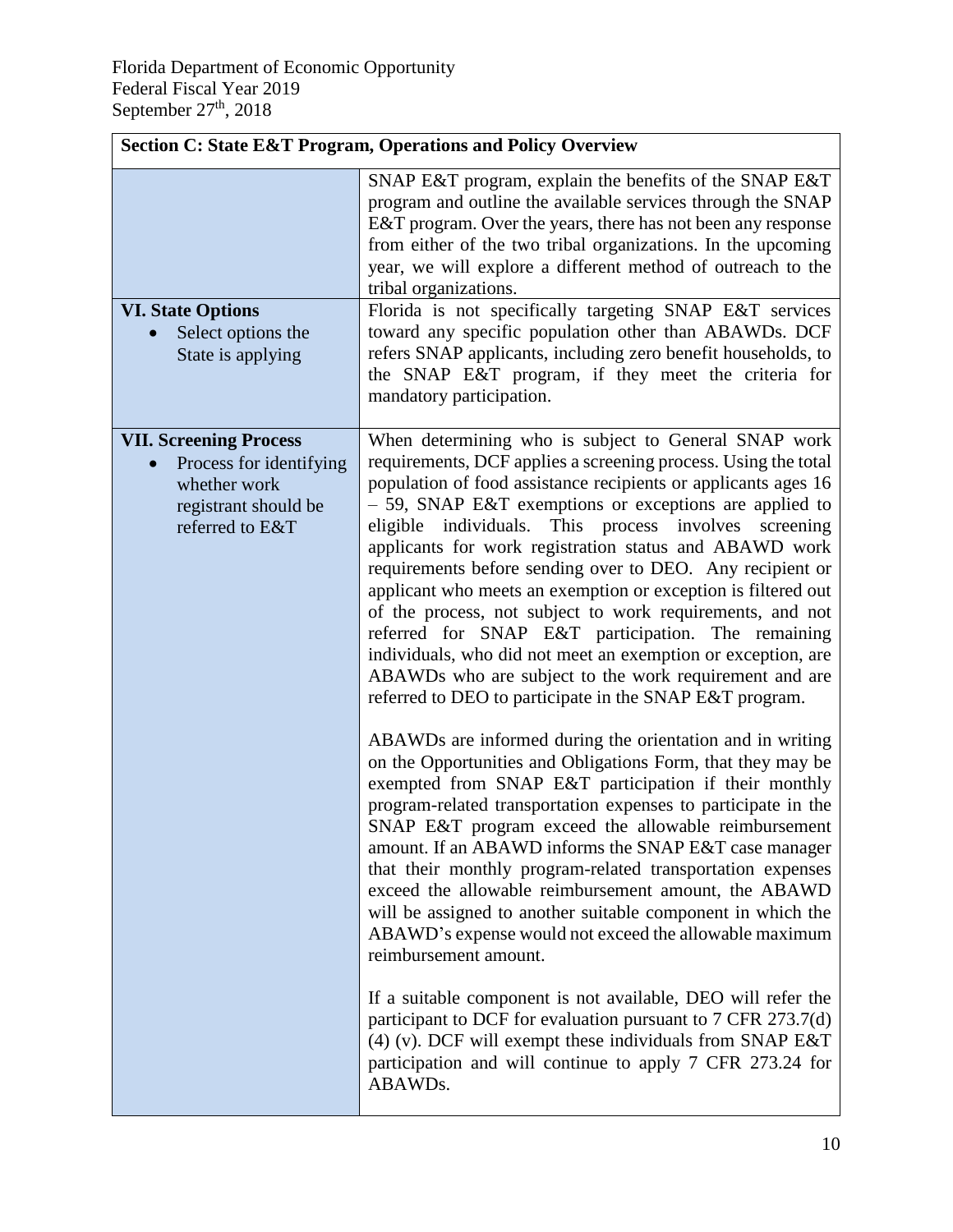| Section C: State E&T Program, Operations and Policy Overview | |
|---|---|
| | SNAP E&T program, explain the benefits of the SNAP E&T program and outline the available services through the SNAP E&T program. Over the years, there has not been any response from either of the two tribal organizations. In the upcoming year, we will explore a different method of outreach to the tribal organizations. |
| **VI. State Options**<br>• Select options the State is applying | Florida is not specifically targeting SNAP E&T services toward any specific population other than ABAWDs. DCF refers SNAP applicants, including zero benefit households, to the SNAP E&T program, if they meet the criteria for mandatory participation. |
| **VII. Screening Process**<br>• Process for identifying whether work registrant should be referred to E&T | When determining who is subject to General SNAP work requirements, DCF applies a screening process. Using the total population of food assistance recipients or applicants ages 16 – 59, SNAP E&T exemptions or exceptions are applied to eligible individuals. This process involves screening applicants for work registration status and ABAWD work requirements before sending over to DEO. Any recipient or applicant who meets an exemption or exception is filtered out of the process, not subject to work requirements, and not referred for SNAP E&T participation. The remaining individuals, who did not meet an exemption or exception, are ABAWDs who are subject to the work requirement and are referred to DEO to participate in the SNAP E&T program.<br><br>ABAWDs are informed during the orientation and in writing on the Opportunities and Obligations Form, that they may be exempted from SNAP E&T participation if their monthly program-related transportation expenses to participate in the SNAP E&T program exceed the allowable reimbursement amount. If an ABAWD informs the SNAP E&T case manager that their monthly program-related transportation expenses exceed the allowable reimbursement amount, the ABAWD will be assigned to another suitable component in which the ABAWD's expense would not exceed the allowable maximum reimbursement amount.<br><br>If a suitable component is not available, DEO will refer the participant to DCF for evaluation pursuant to 7 CFR 273.7(d) (4) (v). DCF will exempt these individuals from SNAP E&T participation and will continue to apply 7 CFR 273.24 for ABAWDs. |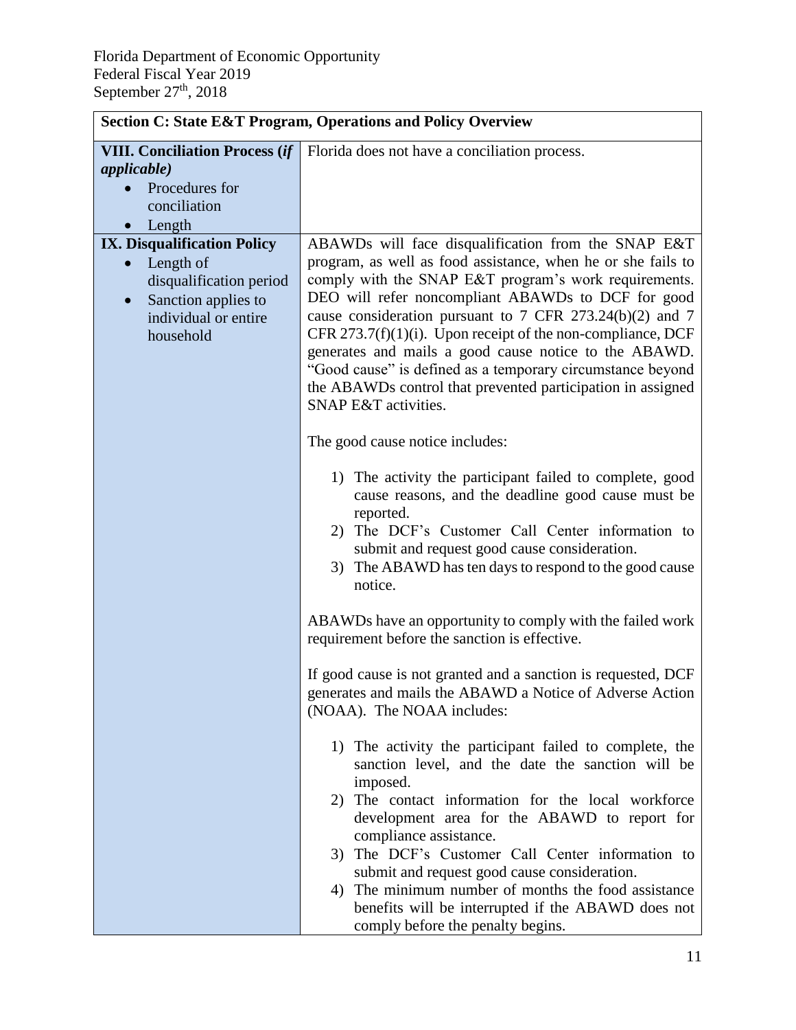Florida Department of Economic Opportunity
Federal Fiscal Year 2019
September 27th, 2018

| Section C: State E&T Program, Operations and Policy Overview | |
|---|---|
| **VIII. Conciliation Process (*if applicable*)**<br>• Procedures for conciliation<br>• Length | Florida does not have a conciliation process. |
| **IX. Disqualification Policy**<br>• Length of disqualification period<br>• Sanction applies to individual or entire household | ABAWDs will face disqualification from the SNAP E&T program, as well as food assistance, when he or she fails to comply with the SNAP E&T program's work requirements. DEO will refer noncompliant ABAWDs to DCF for good cause consideration pursuant to 7 CFR 273.24(b)(2) and 7 CFR 273.7(f)(1)(i). Upon receipt of the non-compliance, DCF generates and mails a good cause notice to the ABAWD. "Good cause" is defined as a temporary circumstance beyond the ABAWDs control that prevented participation in assigned SNAP E&T activities.<br><br>The good cause notice includes:<br><br>1) The activity the participant failed to complete, good cause reasons, and the deadline good cause must be reported.<br>2) The DCF's Customer Call Center information to submit and request good cause consideration.<br>3) The ABAWD has ten days to respond to the good cause notice.<br><br>ABAWDs have an opportunity to comply with the failed work requirement before the sanction is effective.<br><br>If good cause is not granted and a sanction is requested, DCF generates and mails the ABAWD a Notice of Adverse Action (NOAA). The NOAA includes:<br><br>1) The activity the participant failed to complete, the sanction level, and the date the sanction will be imposed.<br>2) The contact information for the local workforce development area for the ABAWD to report for compliance assistance.<br>3) The DCF's Customer Call Center information to submit and request good cause consideration.<br>4) The minimum number of months the food assistance benefits will be interrupted if the ABAWD does not comply before the penalty begins. |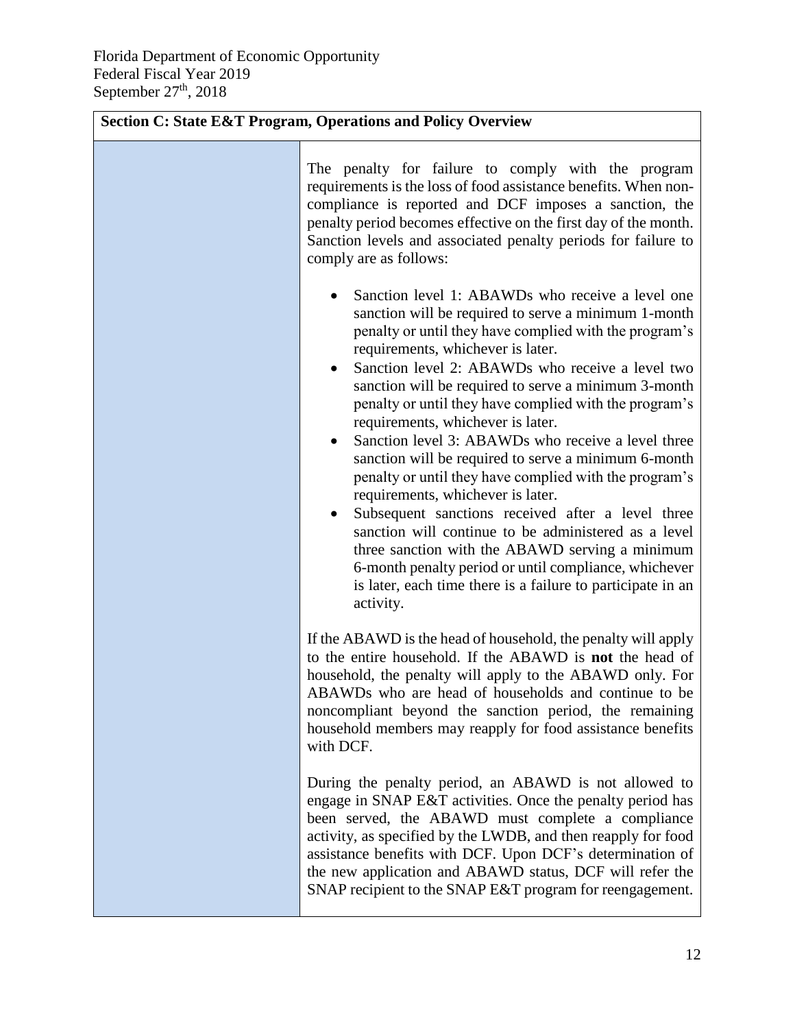## Section C: State E&T Program, Operations and Policy Overview

The penalty for failure to comply with the program requirements is the loss of food assistance benefits. When non-compliance is reported and DCF imposes a sanction, the penalty period becomes effective on the first day of the month. Sanction levels and associated penalty periods for failure to comply are as follows:

- Sanction level 1: ABAWDs who receive a level one sanction will be required to serve a minimum 1-month penalty or until they have complied with the program's requirements, whichever is later.
- Sanction level 2: ABAWDs who receive a level two sanction will be required to serve a minimum 3-month penalty or until they have complied with the program's requirements, whichever is later.
- Sanction level 3: ABAWDs who receive a level three sanction will be required to serve a minimum 6-month penalty or until they have complied with the program's requirements, whichever is later.
- Subsequent sanctions received after a level three sanction will continue to be administered as a level three sanction with the ABAWD serving a minimum 6-month penalty period or until compliance, whichever is later, each time there is a failure to participate in an activity.

If the ABAWD is the head of household, the penalty will apply to the entire household. If the ABAWD is **not** the head of household, the penalty will apply to the ABAWD only. For ABAWDs who are head of households and continue to be noncompliant beyond the sanction period, the remaining household members may reapply for food assistance benefits with DCF.

During the penalty period, an ABAWD is not allowed to engage in SNAP E&T activities. Once the penalty period has been served, the ABAWD must complete a compliance activity, as specified by the LWDB, and then reapply for food assistance benefits with DCF. Upon DCF's determination of the new application and ABAWD status, DCF will refer the SNAP recipient to the SNAP E&T program for reengagement.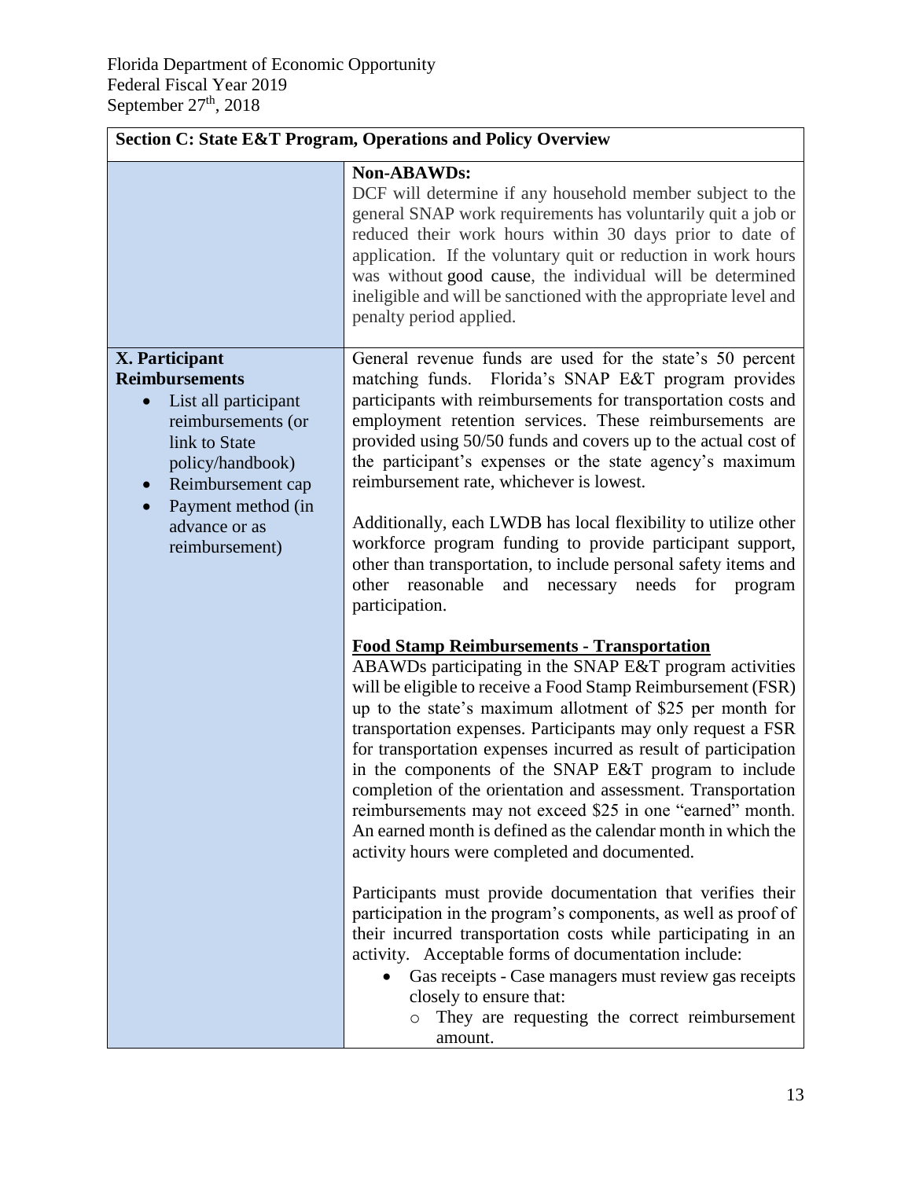| Section C: State E&T Program, Operations and Policy Overview | |
|---|---|
| | **Non-ABAWDs:**<br>DCF will determine if any household member subject to the general SNAP work requirements has voluntarily quit a job or reduced their work hours within 30 days prior to date of application. If the voluntary quit or reduction in work hours was without good cause, the individual will be determined ineligible and will be sanctioned with the appropriate level and penalty period applied. |
| **X. Participant Reimbursements**<br>• List all participant reimbursements (or link to State policy/handbook)<br>• Reimbursement cap<br>• Payment method (in advance or as reimbursement) | General revenue funds are used for the state's 50 percent matching funds. Florida's SNAP E&T program provides participants with reimbursements for transportation costs and employment retention services. These reimbursements are provided using 50/50 funds and covers up to the actual cost of the participant's expenses or the state agency's maximum reimbursement rate, whichever is lowest.<br><br>Additionally, each LWDB has local flexibility to utilize other workforce program funding to provide participant support, other than transportation, to include personal safety items and other reasonable and necessary needs for program participation.<br><br>**<u>Food Stamp Reimbursements - Transportation</u>**<br>ABAWDs participating in the SNAP E&T program activities will be eligible to receive a Food Stamp Reimbursement (FSR) up to the state's maximum allotment of $25 per month for transportation expenses. Participants may only request a FSR for transportation expenses incurred as result of participation in the components of the SNAP E&T program to include completion of the orientation and assessment. Transportation reimbursements may not exceed $25 in one "earned" month. An earned month is defined as the calendar month in which the activity hours were completed and documented.<br><br>Participants must provide documentation that verifies their participation in the program's components, as well as proof of their incurred transportation costs while participating in an activity. Acceptable forms of documentation include:<br>• Gas receipts - Case managers must review gas receipts closely to ensure that:<br>  ○ They are requesting the correct reimbursement amount. |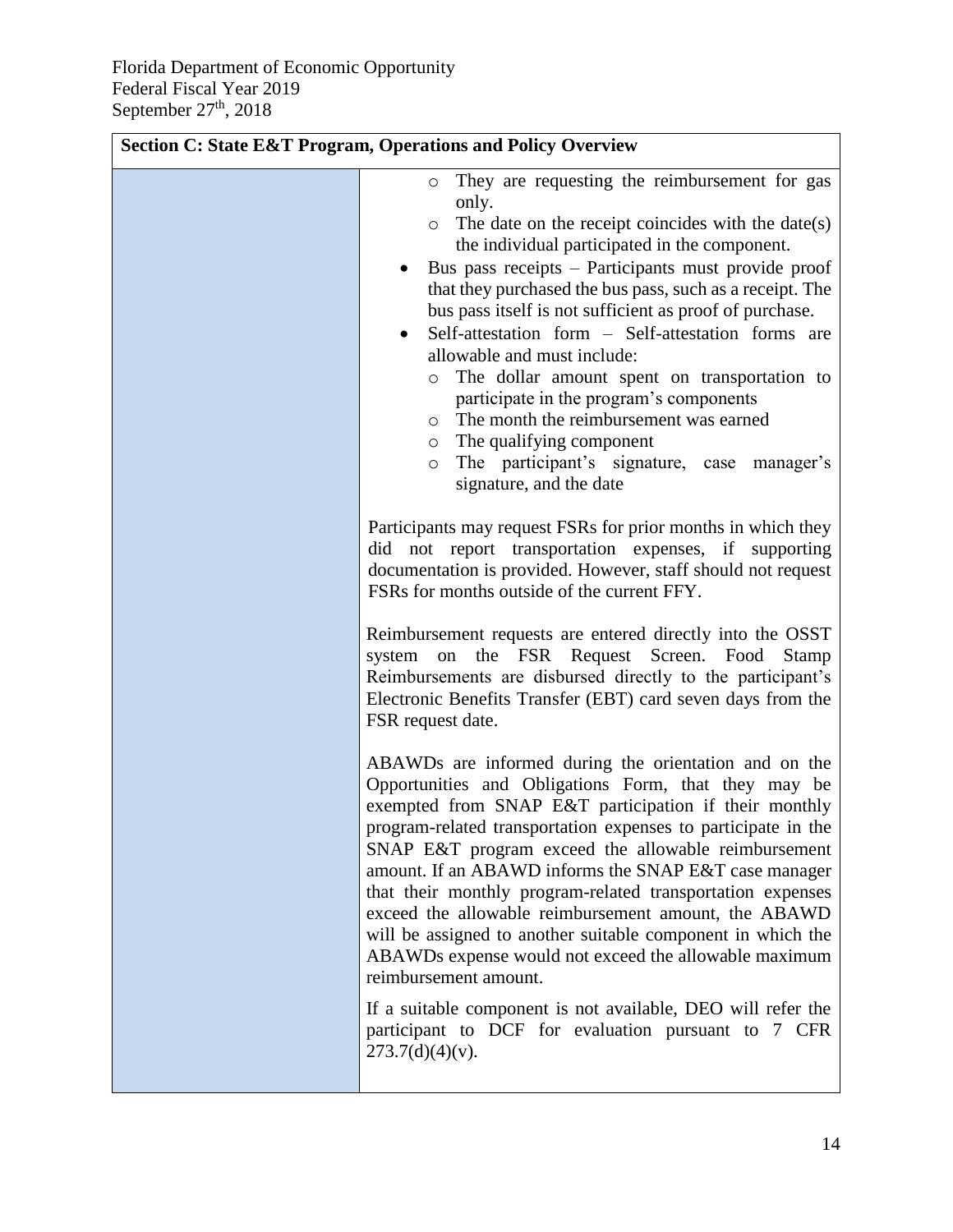| Section C: State E&T Program, Operations and Policy Overview | |
|---|---|
| | ◦ They are requesting the reimbursement for gas only.<br>◦ The date on the receipt coincides with the date(s) the individual participated in the component.<br>• Bus pass receipts – Participants must provide proof that they purchased the bus pass, such as a receipt. The bus pass itself is not sufficient as proof of purchase.<br>• Self-attestation form – Self-attestation forms are allowable and must include:<br>◦ The dollar amount spent on transportation to participate in the program's components<br>◦ The month the reimbursement was earned<br>◦ The qualifying component<br>◦ The participant's signature, case manager's signature, and the date<br><br>Participants may request FSRs for prior months in which they did not report transportation expenses, if supporting documentation is provided. However, staff should not request FSRs for months outside of the current FFY.<br><br>Reimbursement requests are entered directly into the OSST system on the FSR Request Screen. Food Stamp Reimbursements are disbursed directly to the participant's Electronic Benefits Transfer (EBT) card seven days from the FSR request date.<br><br>ABAWDs are informed during the orientation and on the Opportunities and Obligations Form, that they may be exempted from SNAP E&T participation if their monthly program-related transportation expenses to participate in the SNAP E&T program exceed the allowable reimbursement amount. If an ABAWD informs the SNAP E&T case manager that their monthly program-related transportation expenses exceed the allowable reimbursement amount, the ABAWD will be assigned to another suitable component in which the ABAWDs expense would not exceed the allowable maximum reimbursement amount.<br><br>If a suitable component is not available, DEO will refer the participant to DCF for evaluation pursuant to 7 CFR 273.7(d)(4)(v). |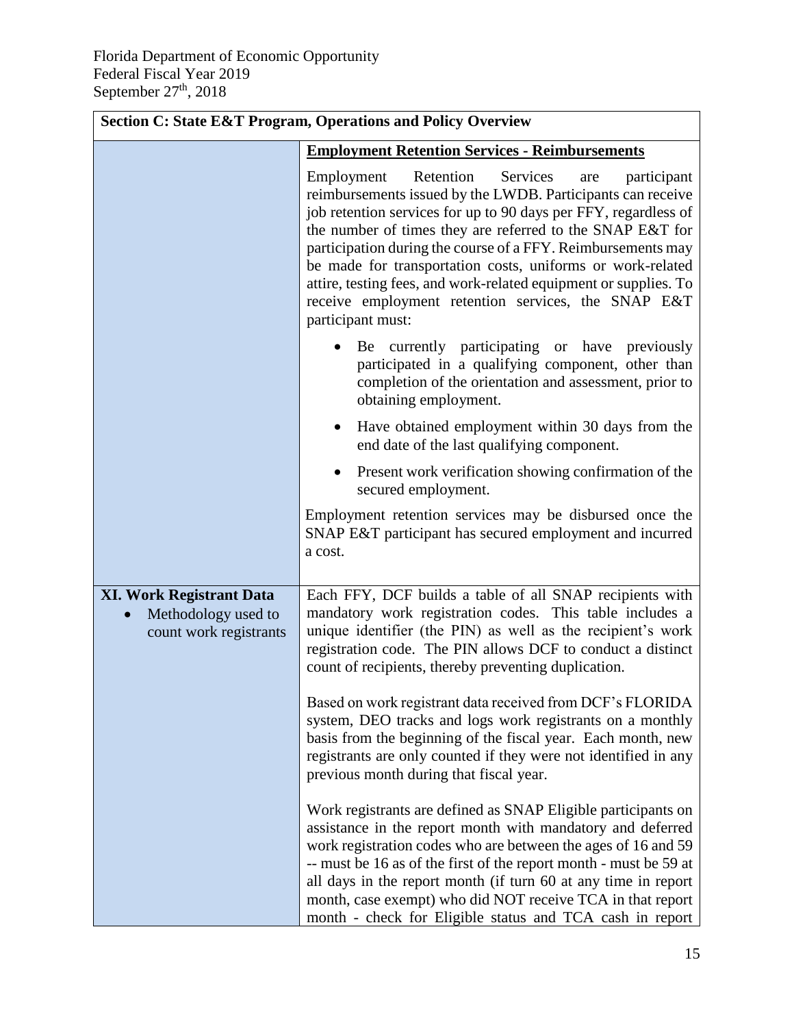| Section C: State E&T Program, Operations and Policy Overview | |
|---|---|
| | **Employment Retention Services - Reimbursements**<br><br>Employment Retention Services are participant reimbursements issued by the LWDB. Participants can receive job retention services for up to 90 days per FFY, regardless of the number of times they are referred to the SNAP E&T for participation during the course of a FFY. Reimbursements may be made for transportation costs, uniforms or work-related attire, testing fees, and work-related equipment or supplies. To receive employment retention services, the SNAP E&T participant must:<br><br>• Be currently participating or have previously participated in a qualifying component, other than completion of the orientation and assessment, prior to obtaining employment.<br>• Have obtained employment within 30 days from the end date of the last qualifying component.<br>• Present work verification showing confirmation of the secured employment.<br><br>Employment retention services may be disbursed once the SNAP E&T participant has secured employment and incurred a cost. |
| **XI. Work Registrant Data**<br>• Methodology used to count work registrants | Each FFY, DCF builds a table of all SNAP recipients with mandatory work registration codes. This table includes a unique identifier (the PIN) as well as the recipient's work registration code. The PIN allows DCF to conduct a distinct count of recipients, thereby preventing duplication.<br><br>Based on work registrant data received from DCF's FLORIDA system, DEO tracks and logs work registrants on a monthly basis from the beginning of the fiscal year. Each month, new registrants are only counted if they were not identified in any previous month during that fiscal year.<br><br>Work registrants are defined as SNAP Eligible participants on assistance in the report month with mandatory and deferred work registration codes who are between the ages of 16 and 59 -- must be 16 as of the first of the report month - must be 59 at all days in the report month (if turn 60 at any time in report month, case exempt) who did NOT receive TCA in that report month - check for Eligible status and TCA cash in report |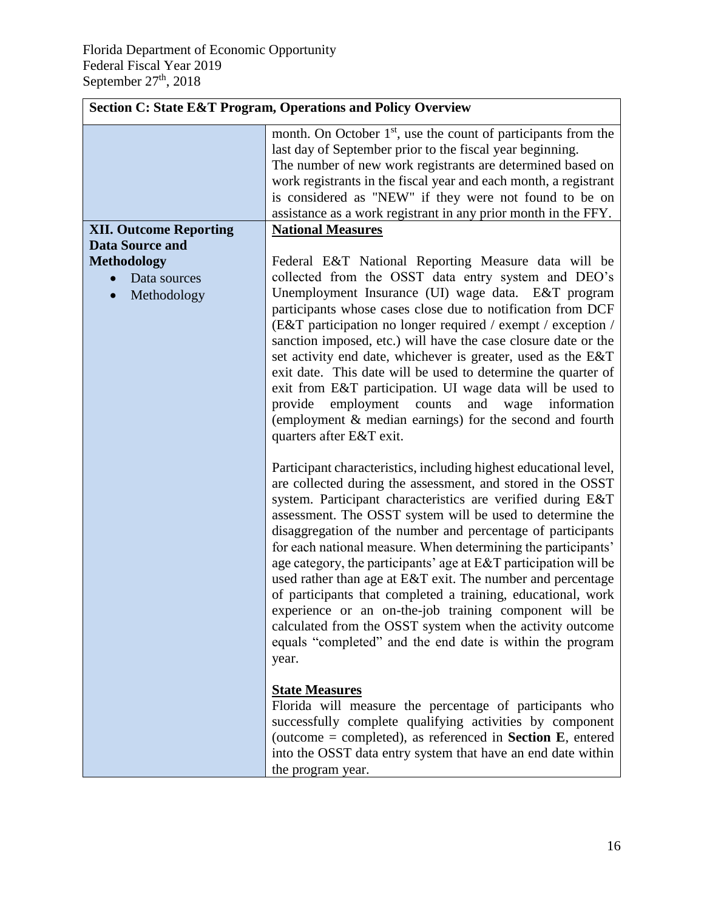| Section C: State E&T Program, Operations and Policy Overview | |
|---|---|
| | month. On October 1st, use the count of participants from the last day of September prior to the fiscal year beginning.<br>The number of new work registrants are determined based on work registrants in the fiscal year and each month, a registrant is considered as "NEW" if they were not found to be on assistance as a work registrant in any prior month in the FFY. |
| **XII. Outcome Reporting Data Source and Methodology**<br>• Data sources<br>• Methodology | **National Measures**<br><br>Federal E&T National Reporting Measure data will be collected from the OSST data entry system and DEO's Unemployment Insurance (UI) wage data. E&T program participants whose cases close due to notification from DCF (E&T participation no longer required / exempt / exception / sanction imposed, etc.) will have the case closure date or the set activity end date, whichever is greater, used as the E&T exit date. This date will be used to determine the quarter of exit from E&T participation. UI wage data will be used to provide employment counts and wage information (employment & median earnings) for the second and fourth quarters after E&T exit.<br><br>Participant characteristics, including highest educational level, are collected during the assessment, and stored in the OSST system. Participant characteristics are verified during E&T assessment. The OSST system will be used to determine the disaggregation of the number and percentage of participants for each national measure. When determining the participants' age category, the participants' age at E&T participation will be used rather than age at E&T exit. The number and percentage of participants that completed a training, educational, work experience or an on-the-job training component will be calculated from the OSST system when the activity outcome equals "completed" and the end date is within the program year.<br><br>**State Measures**<br>Florida will measure the percentage of participants who successfully complete qualifying activities by component (outcome = completed), as referenced in **Section E**, entered into the OSST data entry system that have an end date within the program year. |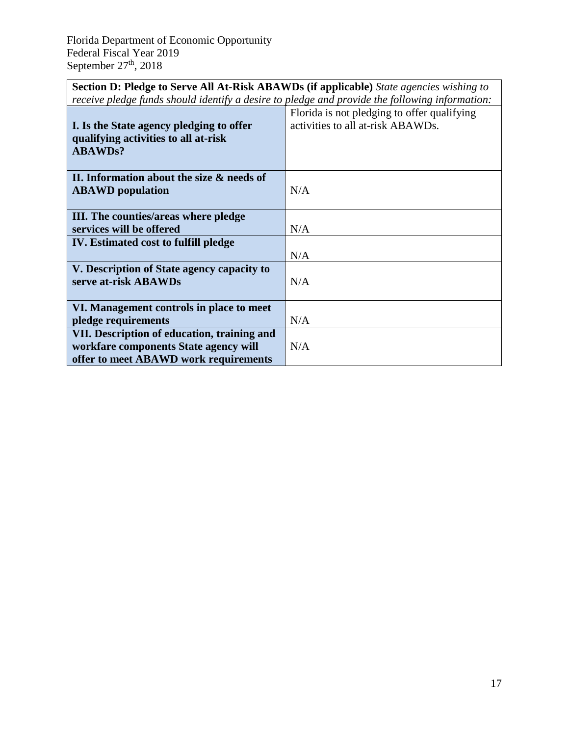| **Section D: Pledge to Serve All At-Risk ABAWDs (if applicable)** *State agencies wishing to receive pledge funds should identify a desire to pledge and provide the following information:* | |
|---|---|
| **I. Is the State agency pledging to offer qualifying activities to all at-risk ABAWDs?** | Florida is not pledging to offer qualifying activities to all at-risk ABAWDs. |
| **II. Information about the size & needs of ABAWD population** | N/A |
| **III. The counties/areas where pledge services will be offered** | N/A |
| **IV. Estimated cost to fulfill pledge** | N/A |
| **V. Description of State agency capacity to serve at-risk ABAWDs** | N/A |
| **VI. Management controls in place to meet pledge requirements** | N/A |
| **VII. Description of education, training and workfare components State agency will offer to meet ABAWD work requirements** | N/A |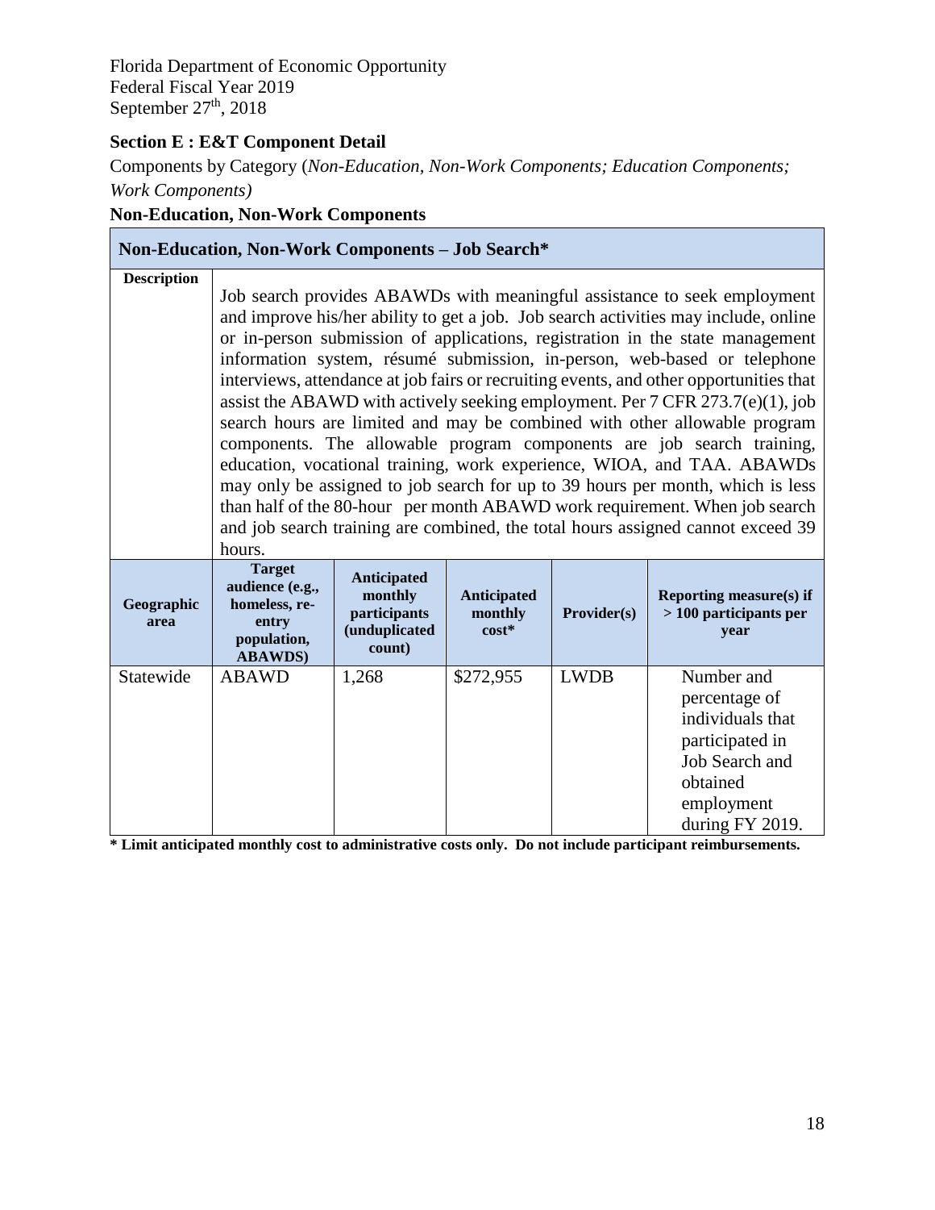Florida Department of Economic Opportunity
Federal Fiscal Year 2019
September 27th, 2018

**Section E : E&T Component Detail**

Components by Category (*Non-Education, Non-Work Components; Education Components; Work Components)*

**Non-Education, Non-Work Components**

| **Non-Education, Non-Work Components – Job Search*** | | | | | |
|---|---|---|---|---|---|
| **Description** | Job search provides ABAWDs with meaningful assistance to seek employment and improve his/her ability to get a job. Job search activities may include, online or in-person submission of applications, registration in the state management information system, résumé submission, in-person, web-based or telephone interviews, attendance at job fairs or recruiting events, and other opportunities that assist the ABAWD with actively seeking employment. Per 7 CFR 273.7(e)(1), job search hours are limited and may be combined with other allowable program components. The allowable program components are job search training, education, vocational training, work experience, WIOA, and TAA. ABAWDs may only be assigned to job search for up to 39 hours per month, which is less than half of the 80-hour per month ABAWD work requirement. When job search and job search training are combined, the total hours assigned cannot exceed 39 hours. | | | | |
| **Geographic area** | **Target audience (e.g., homeless, re-entry population, ABAWDS)** | **Anticipated monthly participants (unduplicated count)** | **Anticipated monthly cost*** | **Provider(s)** | **Reporting measure(s) if > 100 participants per year** |
| Statewide | ABAWD | 1,268 | $272,955 | LWDB | Number and percentage of individuals that participated in Job Search and obtained employment during FY 2019. |

**\* Limit anticipated monthly cost to administrative costs only. Do not include participant reimbursements.**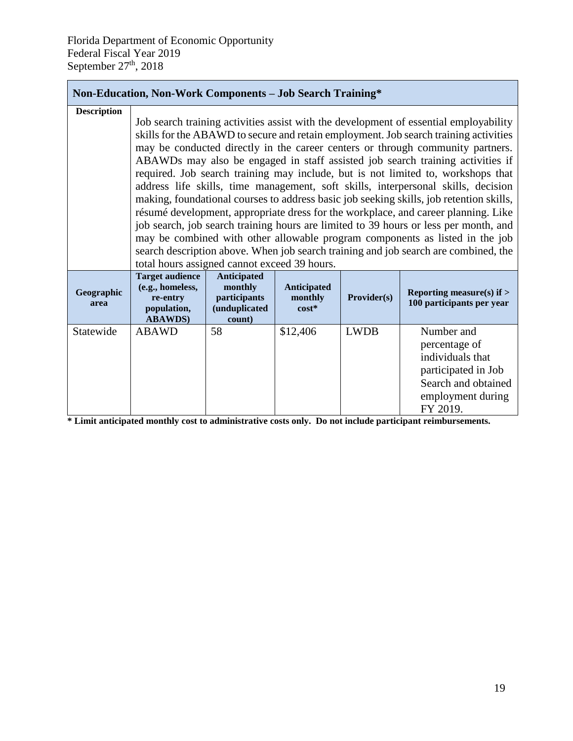Florida Department of Economic Opportunity
Federal Fiscal Year 2019
September 27th, 2018

| Non-Education, Non-Work Components – Job Search Training* | | | | | |
|---|---|---|---|---|---|
| **Description** | Job search training activities assist with the development of essential employability skills for the ABAWD to secure and retain employment. Job search training activities may be conducted directly in the career centers or through community partners. ABAWDs may also be engaged in staff assisted job search training activities if required. Job search training may include, but is not limited to, workshops that address life skills, time management, soft skills, interpersonal skills, decision making, foundational courses to address basic job seeking skills, job retention skills, résumé development, appropriate dress for the workplace, and career planning. Like job search, job search training hours are limited to 39 hours or less per month, and may be combined with other allowable program components as listed in the job search description above. When job search training and job search are combined, the total hours assigned cannot exceed 39 hours. | | | | |
| **Geographic area** | **Target audience (e.g., homeless, re-entry population, ABAWDS)** | **Anticipated monthly participants (unduplicated count)** | **Anticipated monthly cost*** | **Provider(s)** | **Reporting measure(s) if > 100 participants per year** |
| Statewide | ABAWD | 58 | $12,406 | LWDB | Number and percentage of individuals that participated in Job Search and obtained employment during FY 2019. |

**\* Limit anticipated monthly cost to administrative costs only. Do not include participant reimbursements.**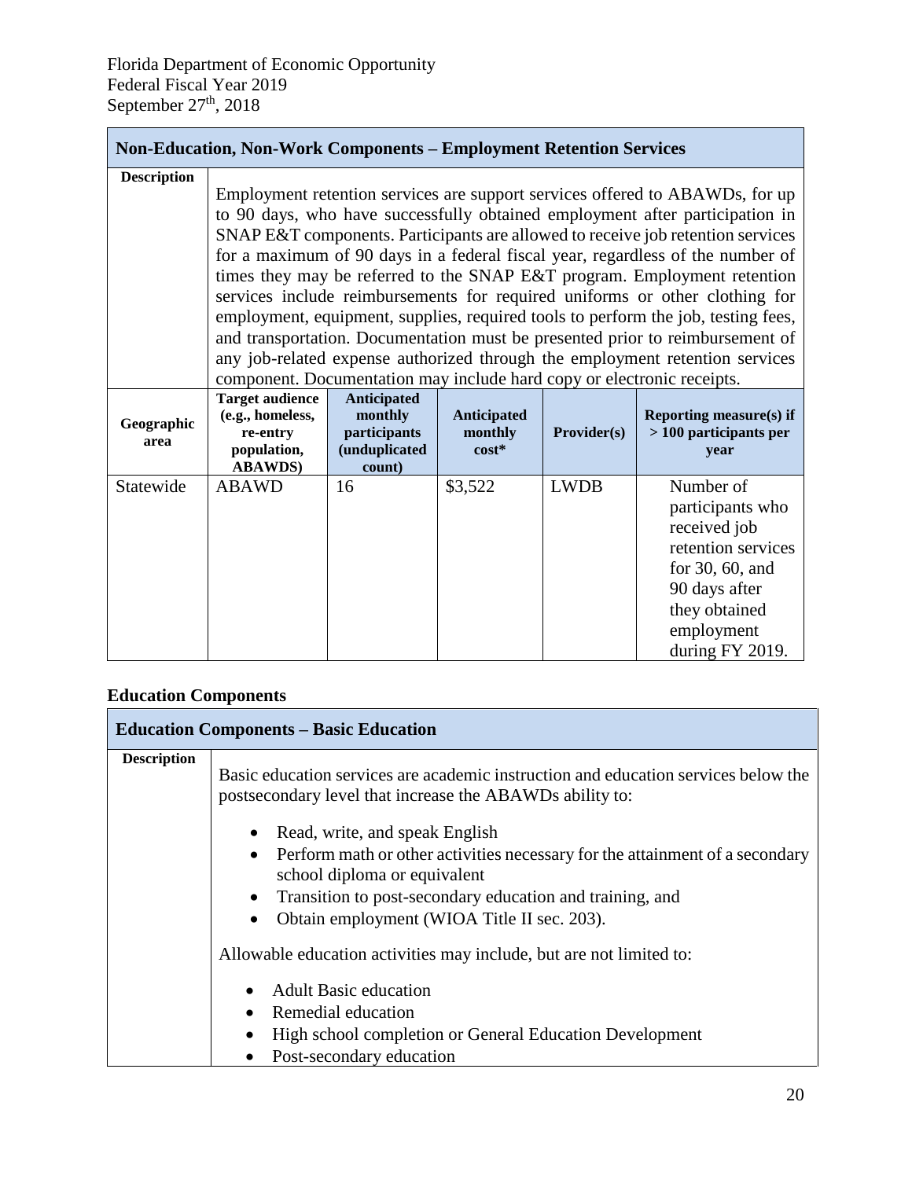| Non-Education, Non-Work Components – Employment Retention Services | | | | | |
|---|---|---|---|---|---|
| **Description** | Employment retention services are support services offered to ABAWDs, for up to 90 days, who have successfully obtained employment after participation in SNAP E&T components. Participants are allowed to receive job retention services for a maximum of 90 days in a federal fiscal year, regardless of the number of times they may be referred to the SNAP E&T program. Employment retention services include reimbursements for required uniforms or other clothing for employment, equipment, supplies, required tools to perform the job, testing fees, and transportation. Documentation must be presented prior to reimbursement of any job-related expense authorized through the employment retention services component. Documentation may include hard copy or electronic receipts. | | | | |
| **Geographic area** | **Target audience (e.g., homeless, re-entry population, ABAWDS)** | **Anticipated monthly participants (unduplicated count)** | **Anticipated monthly cost*** | **Provider(s)** | **Reporting measure(s) if > 100 participants per year** |
| Statewide | ABAWD | 16 | $3,522 | LWDB | Number of participants who received job retention services for 30, 60, and 90 days after they obtained employment during FY 2019. |

## Education Components

| Education Components – Basic Education | |
|---|---|
| **Description** | Basic education services are academic instruction and education services below the postsecondary level that increase the ABAWDs ability to:<br>• Read, write, and speak English<br>• Perform math or other activities necessary for the attainment of a secondary school diploma or equivalent<br>• Transition to post-secondary education and training, and<br>• Obtain employment (WIOA Title II sec. 203).<br><br>Allowable education activities may include, but are not limited to:<br>• Adult Basic education<br>• Remedial education<br>• High school completion or General Education Development<br>• Post-secondary education |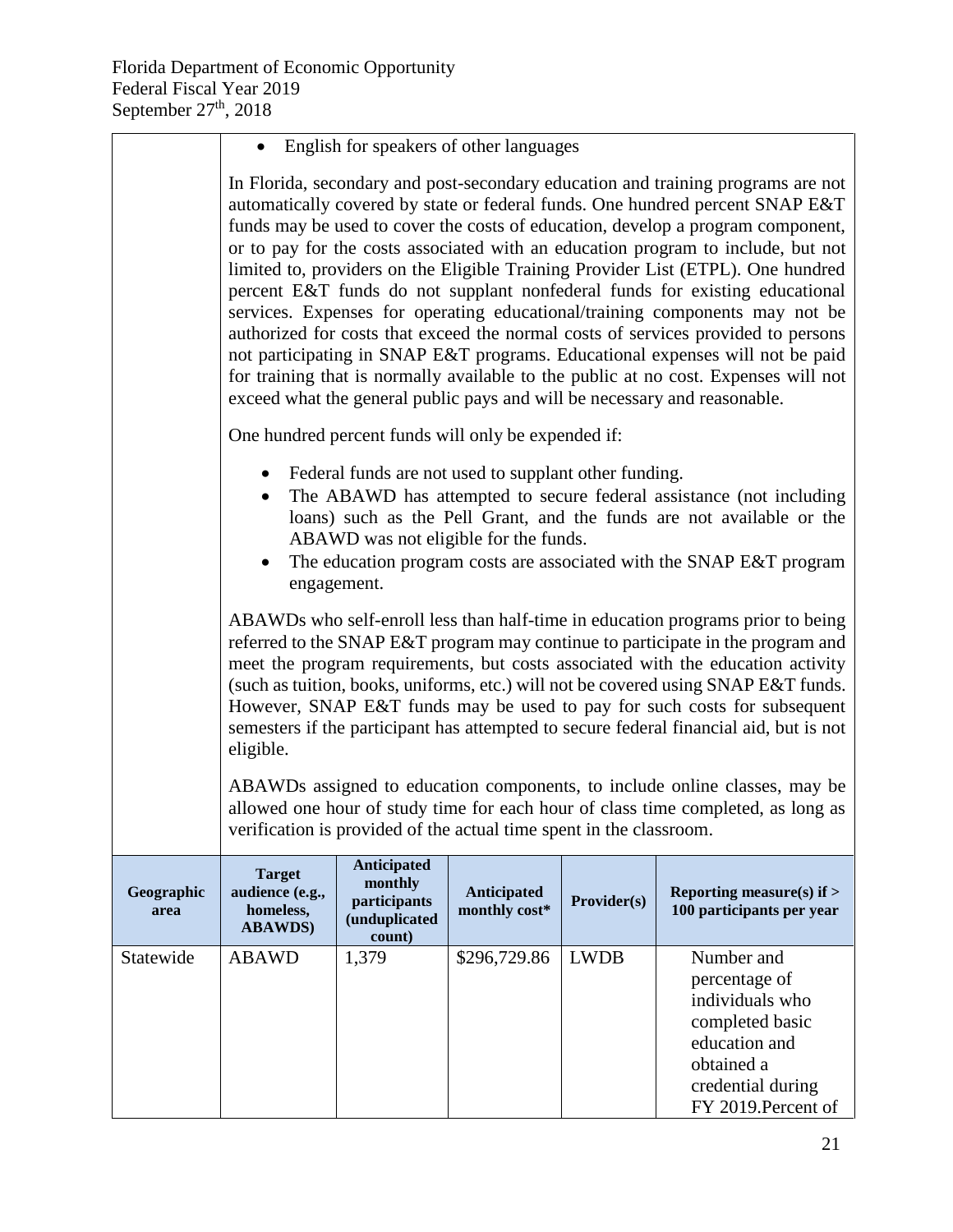- English for speakers of other languages

In Florida, secondary and post-secondary education and training programs are not automatically covered by state or federal funds. One hundred percent SNAP E&T funds may be used to cover the costs of education, develop a program component, or to pay for the costs associated with an education program to include, but not limited to, providers on the Eligible Training Provider List (ETPL). One hundred percent E&T funds do not supplant nonfederal funds for existing educational services. Expenses for operating educational/training components may not be authorized for costs that exceed the normal costs of services provided to persons not participating in SNAP E&T programs. Educational expenses will not be paid for training that is normally available to the public at no cost. Expenses will not exceed what the general public pays and will be necessary and reasonable.

One hundred percent funds will only be expended if:

- Federal funds are not used to supplant other funding.
- The ABAWD has attempted to secure federal assistance (not including loans) such as the Pell Grant, and the funds are not available or the ABAWD was not eligible for the funds.
- The education program costs are associated with the SNAP E&T program engagement.

ABAWDs who self-enroll less than half-time in education programs prior to being referred to the SNAP E&T program may continue to participate in the program and meet the program requirements, but costs associated with the education activity (such as tuition, books, uniforms, etc.) will not be covered using SNAP E&T funds. However, SNAP E&T funds may be used to pay for such costs for subsequent semesters if the participant has attempted to secure federal financial aid, but is not eligible.

ABAWDs assigned to education components, to include online classes, may be allowed one hour of study time for each hour of class time completed, as long as verification is provided of the actual time spent in the classroom.

| Geographic area | Target audience (e.g., homeless, ABAWDS) | Anticipated monthly participants (unduplicated count) | Anticipated monthly cost* | Provider(s) | Reporting measure(s) if > 100 participants per year |
|---|---|---|---|---|---|
| Statewide | ABAWD | 1,379 | $296,729.86 | LWDB | Number and percentage of individuals who completed basic education and obtained a credential during FY 2019.Percent of |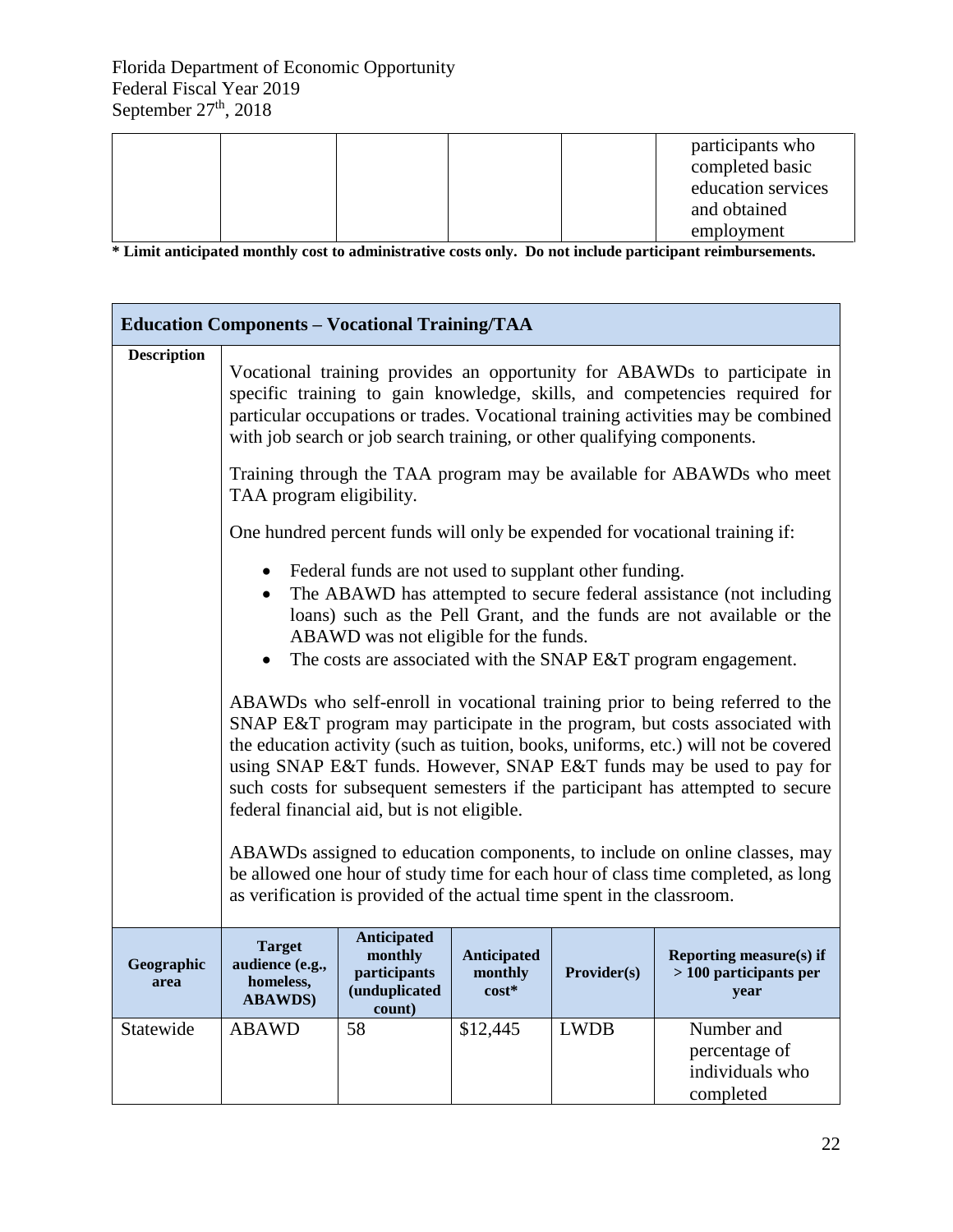| | | | | | |
|---|---|---|---|---|---|
| | | | | | participants who completed basic education services and obtained employment |

**\* Limit anticipated monthly cost to administrative costs only. Do not include participant reimbursements.**

| **Education Components – Vocational Training/TAA** | | | | | |
|---|---|---|---|---|---|
| **Description** | Vocational training provides an opportunity for ABAWDs to participate in specific training to gain knowledge, skills, and competencies required for particular occupations or trades. Vocational training activities may be combined with job search or job search training, or other qualifying components.<br><br>Training through the TAA program may be available for ABAWDs who meet TAA program eligibility.<br><br>One hundred percent funds will only be expended for vocational training if:<br><br>• Federal funds are not used to supplant other funding.<br>• The ABAWD has attempted to secure federal assistance (not including loans) such as the Pell Grant, and the funds are not available or the ABAWD was not eligible for the funds.<br>• The costs are associated with the SNAP E&T program engagement.<br><br>ABAWDs who self-enroll in vocational training prior to being referred to the SNAP E&T program may participate in the program, but costs associated with the education activity (such as tuition, books, uniforms, etc.) will not be covered using SNAP E&T funds. However, SNAP E&T funds may be used to pay for such costs for subsequent semesters if the participant has attempted to secure federal financial aid, but is not eligible.<br><br>ABAWDs assigned to education components, to include on online classes, may be allowed one hour of study time for each hour of class time completed, as long as verification is provided of the actual time spent in the classroom. | | | | |
| **Geographic area** | **Target audience (e.g., homeless, ABAWDS)** | **Anticipated monthly participants (unduplicated count)** | **Anticipated monthly cost\*** | **Provider(s)** | **Reporting measure(s) if > 100 participants per year** |
| Statewide | ABAWD | 58 | $12,445 | LWDB | Number and percentage of individuals who completed |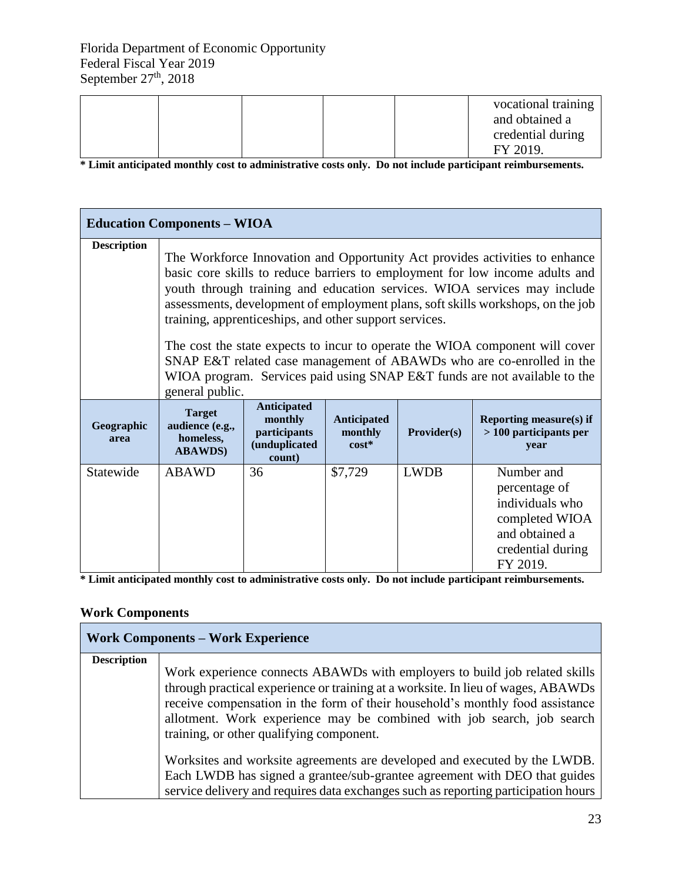| | | | | | vocational training and obtained a credential during FY 2019. |
|---|---|---|---|---|---|

**\* Limit anticipated monthly cost to administrative costs only. Do not include participant reimbursements.**

| **Education Components – WIOA** | | | | | |
|---|---|---|---|---|---|
| **Description** | The Workforce Innovation and Opportunity Act provides activities to enhance basic core skills to reduce barriers to employment for low income adults and youth through training and education services. WIOA services may include assessments, development of employment plans, soft skills workshops, on the job training, apprenticeships, and other support services.<br><br>The cost the state expects to incur to operate the WIOA component will cover SNAP E&T related case management of ABAWDs who are co-enrolled in the WIOA program. Services paid using SNAP E&T funds are not available to the general public. | | | | |
| **Geographic area** | **Target audience (e.g., homeless, ABAWDS)** | **Anticipated monthly participants (unduplicated count)** | **Anticipated monthly cost\*** | **Provider(s)** | **Reporting measure(s) if > 100 participants per year** |
| Statewide | ABAWD | 36 | $7,729 | LWDB | Number and percentage of individuals who completed WIOA and obtained a credential during FY 2019. |

**\* Limit anticipated monthly cost to administrative costs only. Do not include participant reimbursements.**

## Work Components

| **Work Components – Work Experience** | |
|---|---|
| **Description** | Work experience connects ABAWDs with employers to build job related skills through practical experience or training at a worksite. In lieu of wages, ABAWDs receive compensation in the form of their household's monthly food assistance allotment. Work experience may be combined with job search, job search training, or other qualifying component.<br><br>Worksites and worksite agreements are developed and executed by the LWDB. Each LWDB has signed a grantee/sub-grantee agreement with DEO that guides service delivery and requires data exchanges such as reporting participation hours |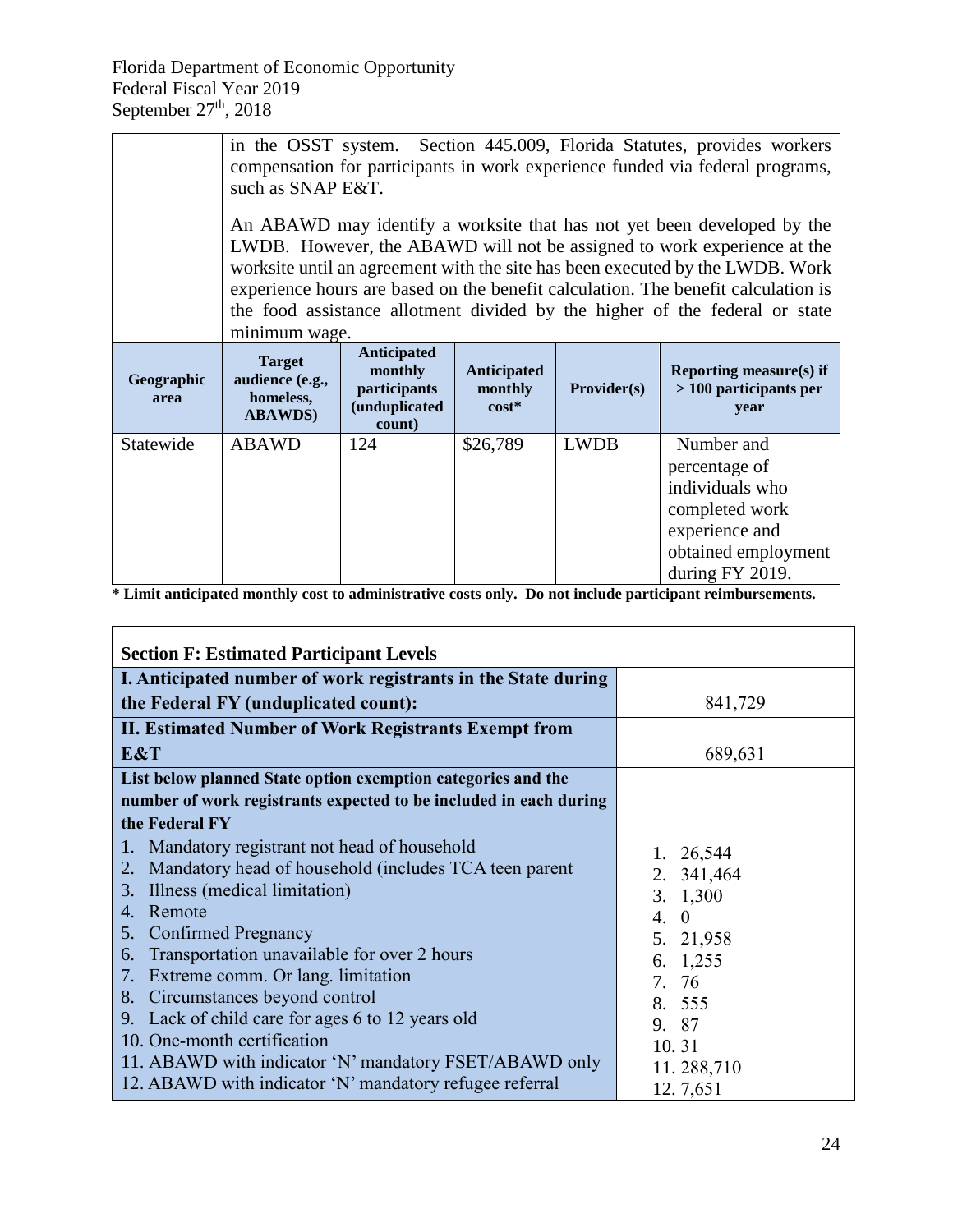| | in the OSST system. Section 445.009, Florida Statutes, provides workers compensation for participants in work experience funded via federal programs, such as SNAP E&T.<br><br>An ABAWD may identify a worksite that has not yet been developed by the LWDB. However, the ABAWD will not be assigned to work experience at the worksite until an agreement with the site has been executed by the LWDB. Work experience hours are based on the benefit calculation. The benefit calculation is the food assistance allotment divided by the higher of the federal or state minimum wage. | | | | |
|---|---|---|---|---|---|
| **Geographic area** | **Target audience (e.g., homeless, ABAWDS)** | **Anticipated monthly participants (unduplicated count)** | **Anticipated monthly cost*** | **Provider(s)** | **Reporting measure(s) if > 100 participants per year** |
| Statewide | ABAWD | 124 | $26,789 | LWDB | Number and percentage of individuals who completed work experience and obtained employment during FY 2019. |

**\* Limit anticipated monthly cost to administrative costs only. Do not include participant reimbursements.**

| **Section F: Estimated Participant Levels** | |
|---|---|
| **I. Anticipated number of work registrants in the State during the Federal FY (unduplicated count):** | 841,729 |
| **II. Estimated Number of Work Registrants Exempt from E&T** | 689,631 |
| **List below planned State option exemption categories and the number of work registrants expected to be included in each during the Federal FY**<br>1. Mandatory registrant not head of household<br>2. Mandatory head of household (includes TCA teen parent<br>3. Illness (medical limitation)<br>4. Remote<br>5. Confirmed Pregnancy<br>6. Transportation unavailable for over 2 hours<br>7. Extreme comm. Or lang. limitation<br>8. Circumstances beyond control<br>9. Lack of child care for ages 6 to 12 years old<br>10. One-month certification<br>11. ABAWD with indicator 'N' mandatory FSET/ABAWD only<br>12. ABAWD with indicator 'N' mandatory refugee referral | 1. 26,544<br>2. 341,464<br>3. 1,300<br>4. 0<br>5. 21,958<br>6. 1,255<br>7. 76<br>8. 555<br>9. 87<br>10. 31<br>11. 288,710<br>12. 7,651 |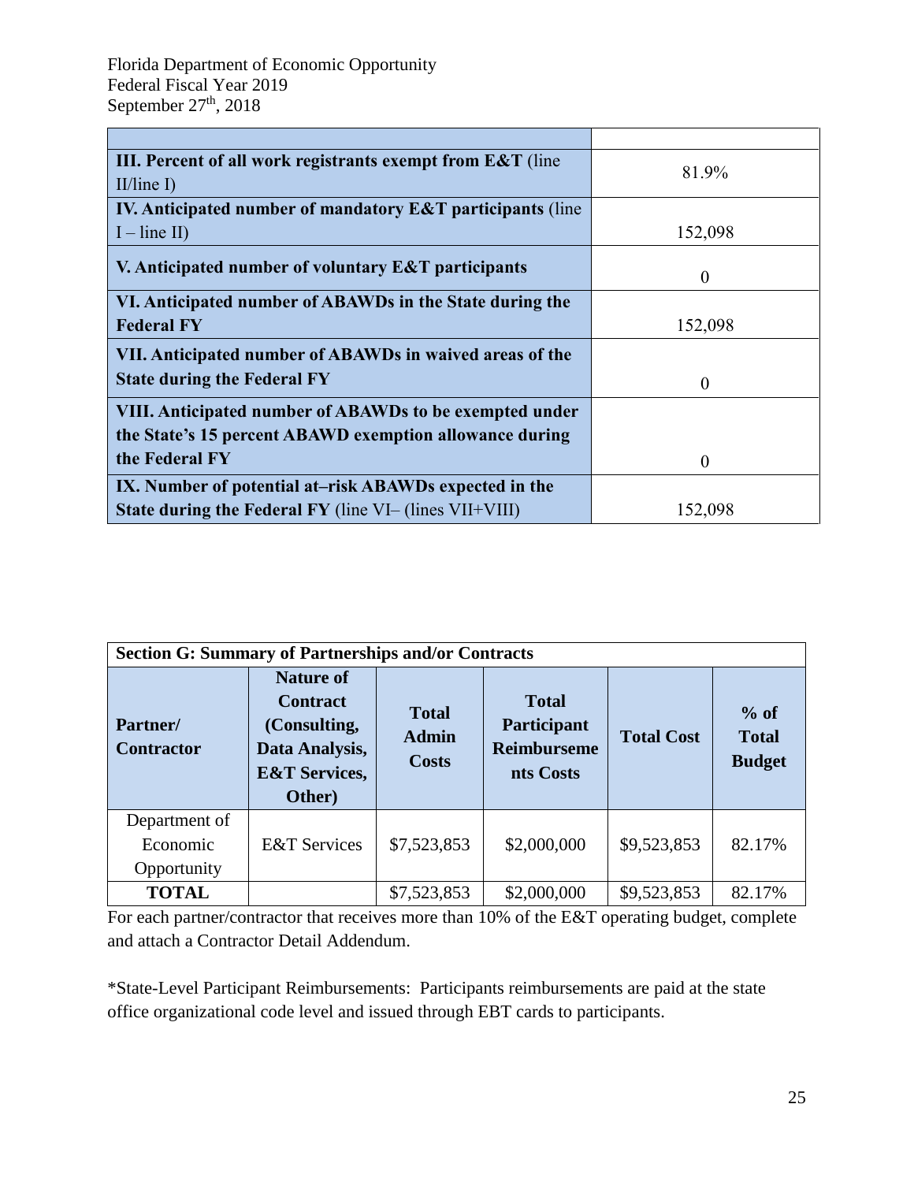Florida Department of Economic Opportunity
Federal Fiscal Year 2019
September 27th, 2018

| | |
|---|---|
| **III. Percent of all work registrants exempt from E&T** (line II/line I) | 81.9% |
| **IV. Anticipated number of mandatory E&T participants** (line I – line II) | 152,098 |
| **V. Anticipated number of voluntary E&T participants** | 0 |
| **VI. Anticipated number of ABAWDs in the State during the Federal FY** | 152,098 |
| **VII. Anticipated number of ABAWDs in waived areas of the State during the Federal FY** | 0 |
| **VIII. Anticipated number of ABAWDs to be exempted under the State's 15 percent ABAWD exemption allowance during the Federal FY** | 0 |
| **IX. Number of potential at–risk ABAWDs expected in the State during the Federal FY** (line VI– (lines VII+VIII) | 152,098 |

**Section G: Summary of Partnerships and/or Contracts**

| Partner/ Contractor | Nature of Contract (Consulting, Data Analysis, E&T Services, Other) | Total Admin Costs | Total Participant Reimbursements Costs | Total Cost | % of Total Budget |
|---|---|---|---|---|---|
| Department of Economic Opportunity | E&T Services | $7,523,853 | $2,000,000 | $9,523,853 | 82.17% |
| **TOTAL** | | $7,523,853 | $2,000,000 | $9,523,853 | 82.17% |

For each partner/contractor that receives more than 10% of the E&T operating budget, complete and attach a Contractor Detail Addendum.

*State-Level Participant Reimbursements: Participants reimbursements are paid at the state office organizational code level and issued through EBT cards to participants.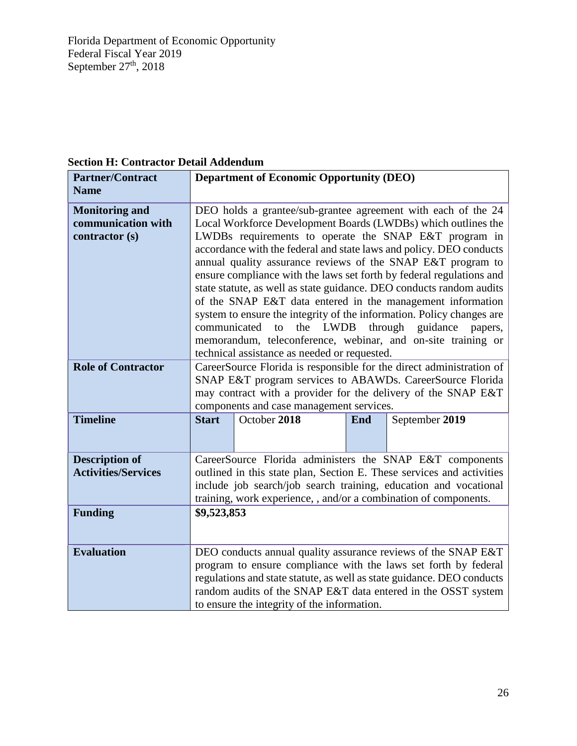**Section H: Contractor Detail Addendum**

| **Partner/Contract Name** | **Department of Economic Opportunity (DEO)** | | |
|---|---|---|---|
| **Monitoring and communication with contractor (s)** | DEO holds a grantee/sub-grantee agreement with each of the 24 Local Workforce Development Boards (LWDBs) which outlines the LWDBs requirements to operate the SNAP E&T program in accordance with the federal and state laws and policy. DEO conducts annual quality assurance reviews of the SNAP E&T program to ensure compliance with the laws set forth by federal regulations and state statute, as well as state guidance. DEO conducts random audits of the SNAP E&T data entered in the management information system to ensure the integrity of the information. Policy changes are communicated to the LWDB through guidance papers, memorandum, teleconference, webinar, and on-site training or technical assistance as needed or requested. | | |
| **Role of Contractor** | CareerSource Florida is responsible for the direct administration of SNAP E&T program services to ABAWDs. CareerSource Florida may contract with a provider for the delivery of the SNAP E&T components and case management services. | | |
| **Timeline** | **Start** October **2018** | **End** | September **2019** |
| **Description of Activities/Services** | CareerSource Florida administers the SNAP E&T components outlined in this state plan, Section E. These services and activities include job search/job search training, education and vocational training, work experience, , and/or a combination of components. | | |
| **Funding** | **$9,523,853** | | |
| **Evaluation** | DEO conducts annual quality assurance reviews of the SNAP E&T program to ensure compliance with the laws set forth by federal regulations and state statute, as well as state guidance. DEO conducts random audits of the SNAP E&T data entered in the OSST system to ensure the integrity of the information. | | |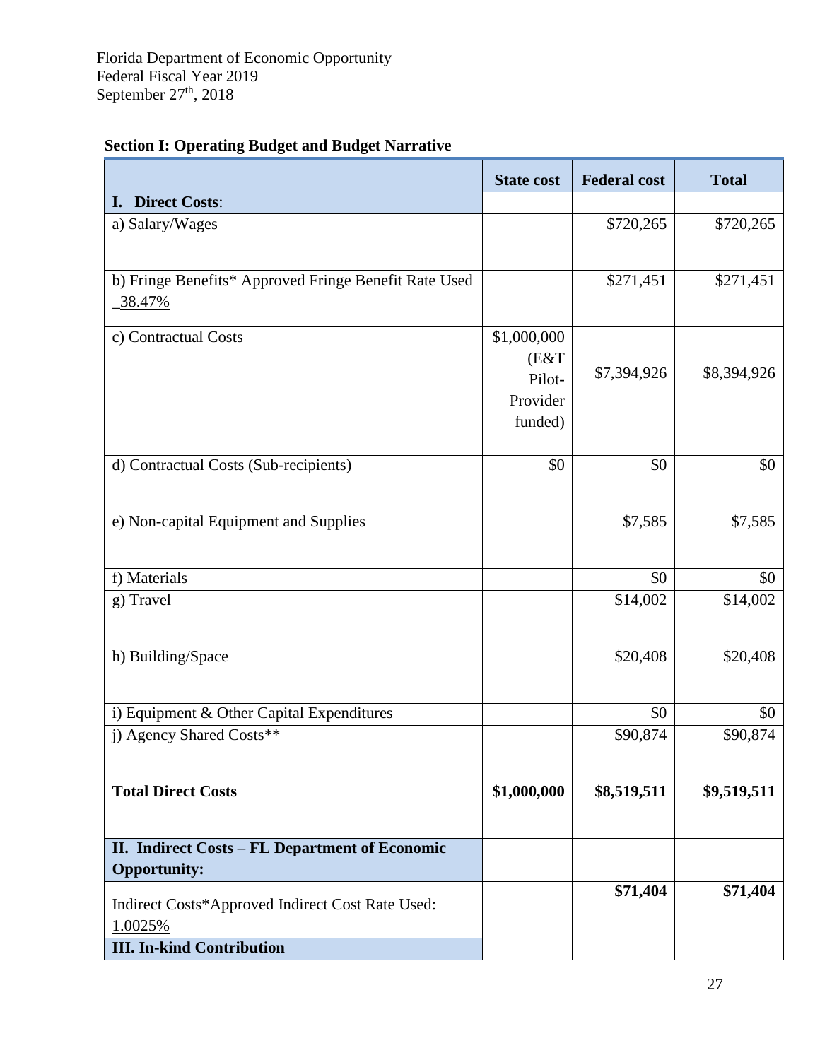Florida Department of Economic Opportunity
Federal Fiscal Year 2019
September 27th, 2018

**Section I: Operating Budget and Budget Narrative**

| | State cost | Federal cost | Total |
|---|---|---|---|
| **I. Direct Costs**: | | | |
| a) Salary/Wages | | $720,265 | $720,265 |
| b) Fringe Benefits* Approved Fringe Benefit Rate Used _38.47% | | $271,451 | $271,451 |
| c) Contractual Costs | $1,000,000 (E&T Pilot-Provider funded) | $7,394,926 | $8,394,926 |
| d) Contractual Costs (Sub-recipients) | $0 | $0 | $0 |
| e) Non-capital Equipment and Supplies | | $7,585 | $7,585 |
| f) Materials | | $0 | $0 |
| g) Travel | | $14,002 | $14,002 |
| h) Building/Space | | $20,408 | $20,408 |
| i) Equipment & Other Capital Expenditures | | $0 | $0 |
| j) Agency Shared Costs** | | $90,874 | $90,874 |
| **Total Direct Costs** | **$1,000,000** | **$8,519,511** | **$9,519,511** |
| **II. Indirect Costs – FL Department of Economic Opportunity:** | | | |
| Indirect Costs*Approved Indirect Cost Rate Used: 1.0025% | | **$71,404** | **$71,404** |
| **III. In-kind Contribution** | | | |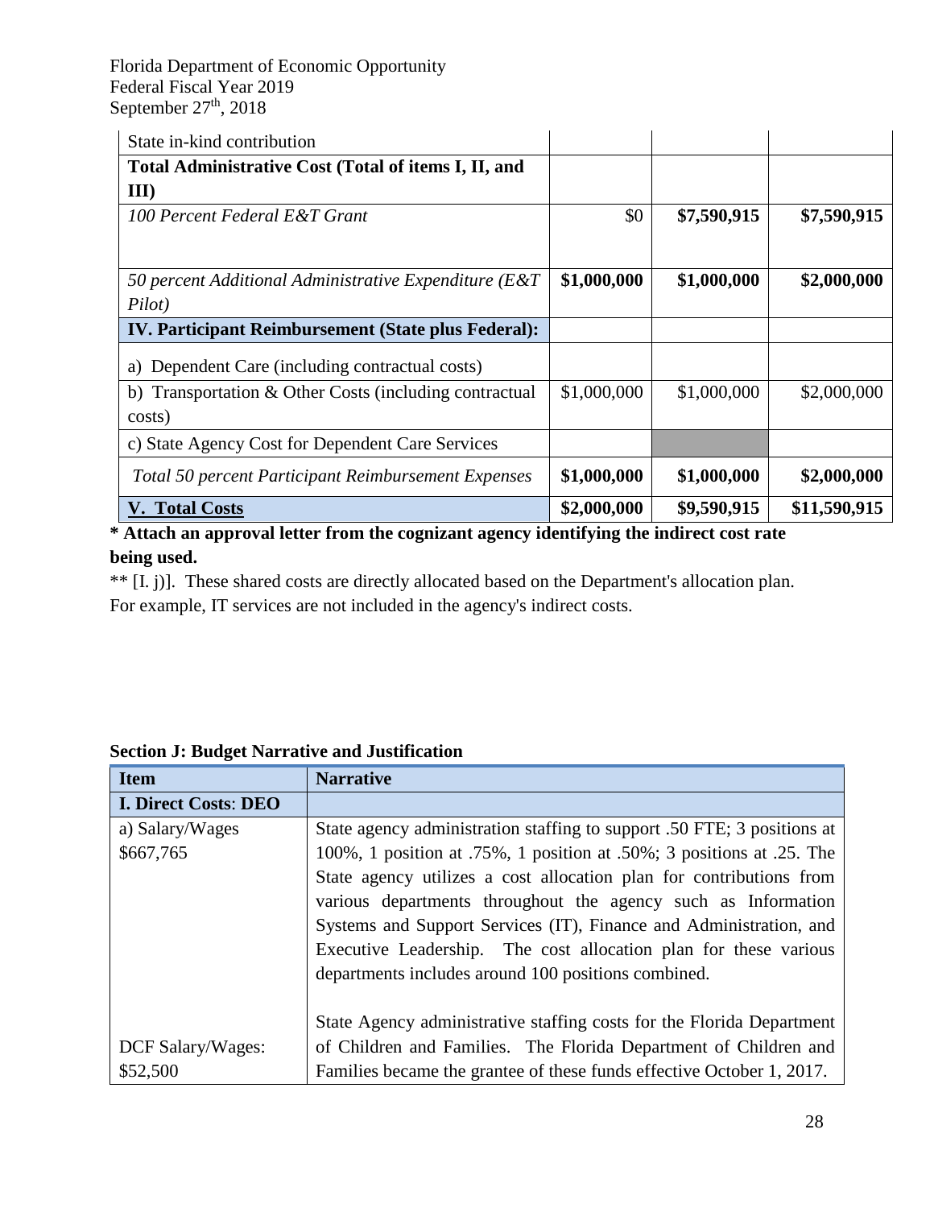| | | | |
|---|---|---|---|
| State in-kind contribution | | | |
| **Total Administrative Cost (Total of items I, II, and III)** | | | |
| *100 Percent Federal E&T Grant* | $0 | **$7,590,915** | **$7,590,915** |
| *50 percent Additional Administrative Expenditure (E&T Pilot)* | **$1,000,000** | **$1,000,000** | **$2,000,000** |
| **IV. Participant Reimbursement (State plus Federal):** | | | |
| a) Dependent Care (including contractual costs) | | | |
| b) Transportation & Other Costs (including contractual costs) | $1,000,000 | $1,000,000 | $2,000,000 |
| c) State Agency Cost for Dependent Care Services | | | |
| *Total 50 percent Participant Reimbursement Expenses* | **$1,000,000** | **$1,000,000** | **$2,000,000** |
| **V. Total Costs** | **$2,000,000** | **$9,590,915** | **$11,590,915** |

**\* Attach an approval letter from the cognizant agency identifying the indirect cost rate being used.**

** [I. j)]. These shared costs are directly allocated based on the Department's allocation plan. For example, IT services are not included in the agency's indirect costs.

**Section J: Budget Narrative and Justification**

| Item | Narrative |
|---|---|
| **I. Direct Costs: DEO** | |
| a) Salary/Wages $667,765 | State agency administration staffing to support .50 FTE; 3 positions at 100%, 1 position at .75%, 1 position at .50%; 3 positions at .25. The State agency utilizes a cost allocation plan for contributions from various departments throughout the agency such as Information Systems and Support Services (IT), Finance and Administration, and Executive Leadership. The cost allocation plan for these various departments includes around 100 positions combined. |
| DCF Salary/Wages: $52,500 | State Agency administrative staffing costs for the Florida Department of Children and Families. The Florida Department of Children and Families became the grantee of these funds effective October 1, 2017. |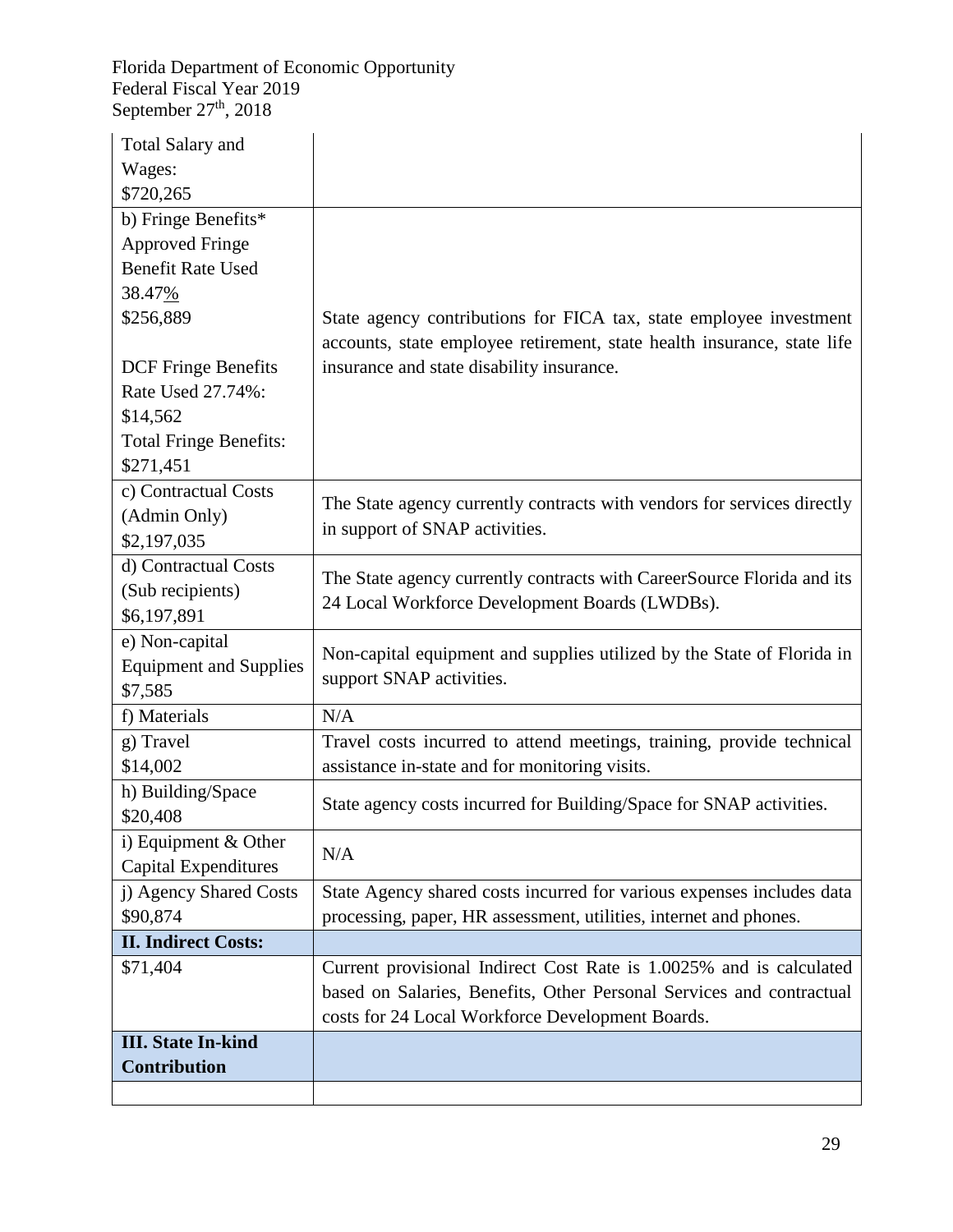| | |
|---|---|
| Total Salary and Wages: $720,265 | |
| b) Fringe Benefits* Approved Fringe Benefit Rate Used 38.47% $256,889<br><br>DCF Fringe Benefits Rate Used 27.74%: $14,562<br>Total Fringe Benefits: $271,451 | State agency contributions for FICA tax, state employee investment accounts, state employee retirement, state health insurance, state life insurance and state disability insurance. |
| c) Contractual Costs (Admin Only) $2,197,035 | The State agency currently contracts with vendors for services directly in support of SNAP activities. |
| d) Contractual Costs (Sub recipients) $6,197,891 | The State agency currently contracts with CareerSource Florida and its 24 Local Workforce Development Boards (LWDBs). |
| e) Non-capital Equipment and Supplies $7,585 | Non-capital equipment and supplies utilized by the State of Florida in support SNAP activities. |
| f) Materials | N/A |
| g) Travel $14,002 | Travel costs incurred to attend meetings, training, provide technical assistance in-state and for monitoring visits. |
| h) Building/Space $20,408 | State agency costs incurred for Building/Space for SNAP activities. |
| i) Equipment & Other Capital Expenditures | N/A |
| j) Agency Shared Costs $90,874 | State Agency shared costs incurred for various expenses includes data processing, paper, HR assessment, utilities, internet and phones. |
| **II. Indirect Costs:** | |
| $71,404 | Current provisional Indirect Cost Rate is 1.0025% and is calculated based on Salaries, Benefits, Other Personal Services and contractual costs for 24 Local Workforce Development Boards. |
| **III. State In-kind Contribution** | |
| | |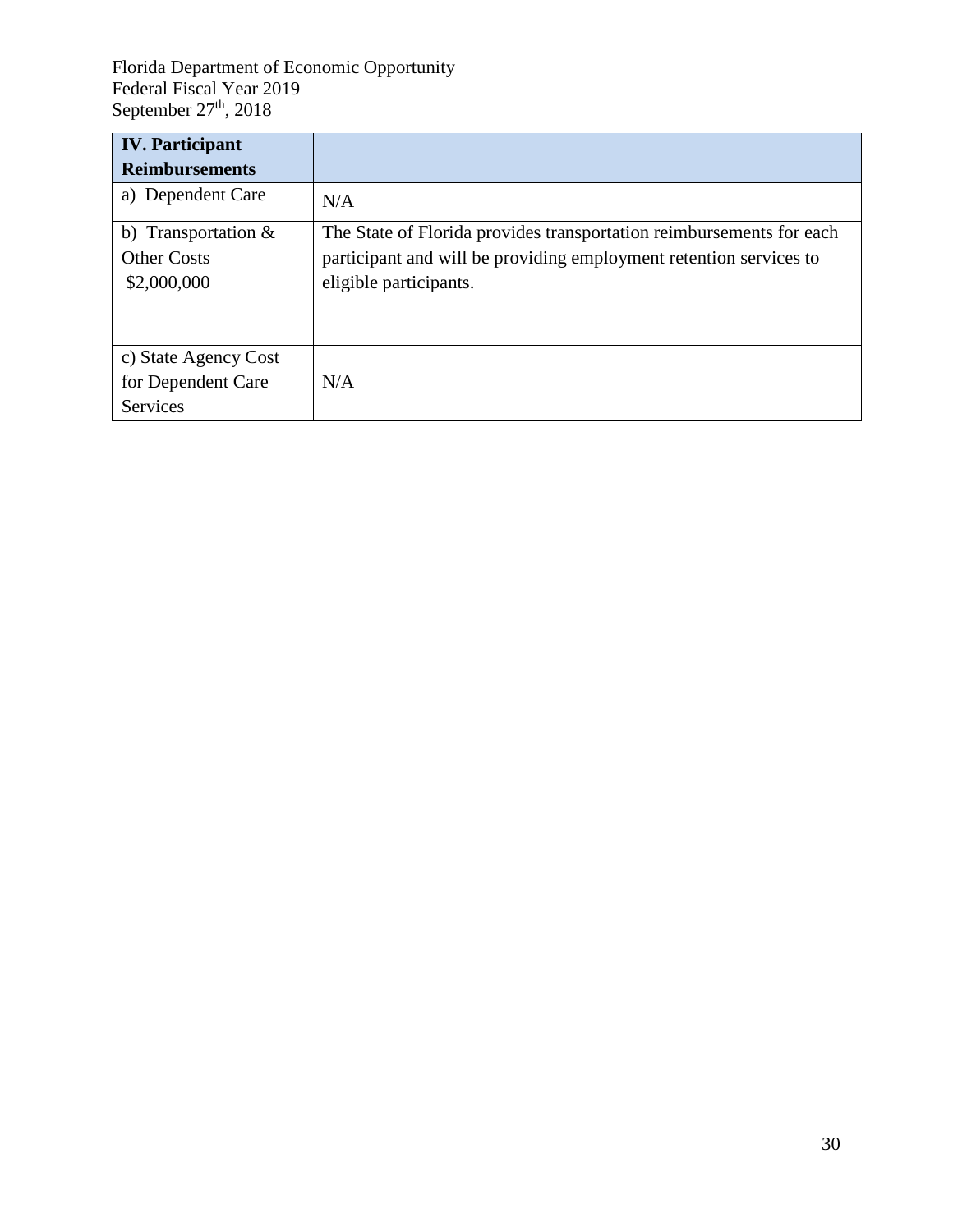| **IV. Participant Reimbursements** | |
|---|---|
| a) Dependent Care | N/A |
| b) Transportation & Other Costs $2,000,000 | The State of Florida provides transportation reimbursements for each participant and will be providing employment retention services to eligible participants. |
| c) State Agency Cost for Dependent Care Services | N/A |